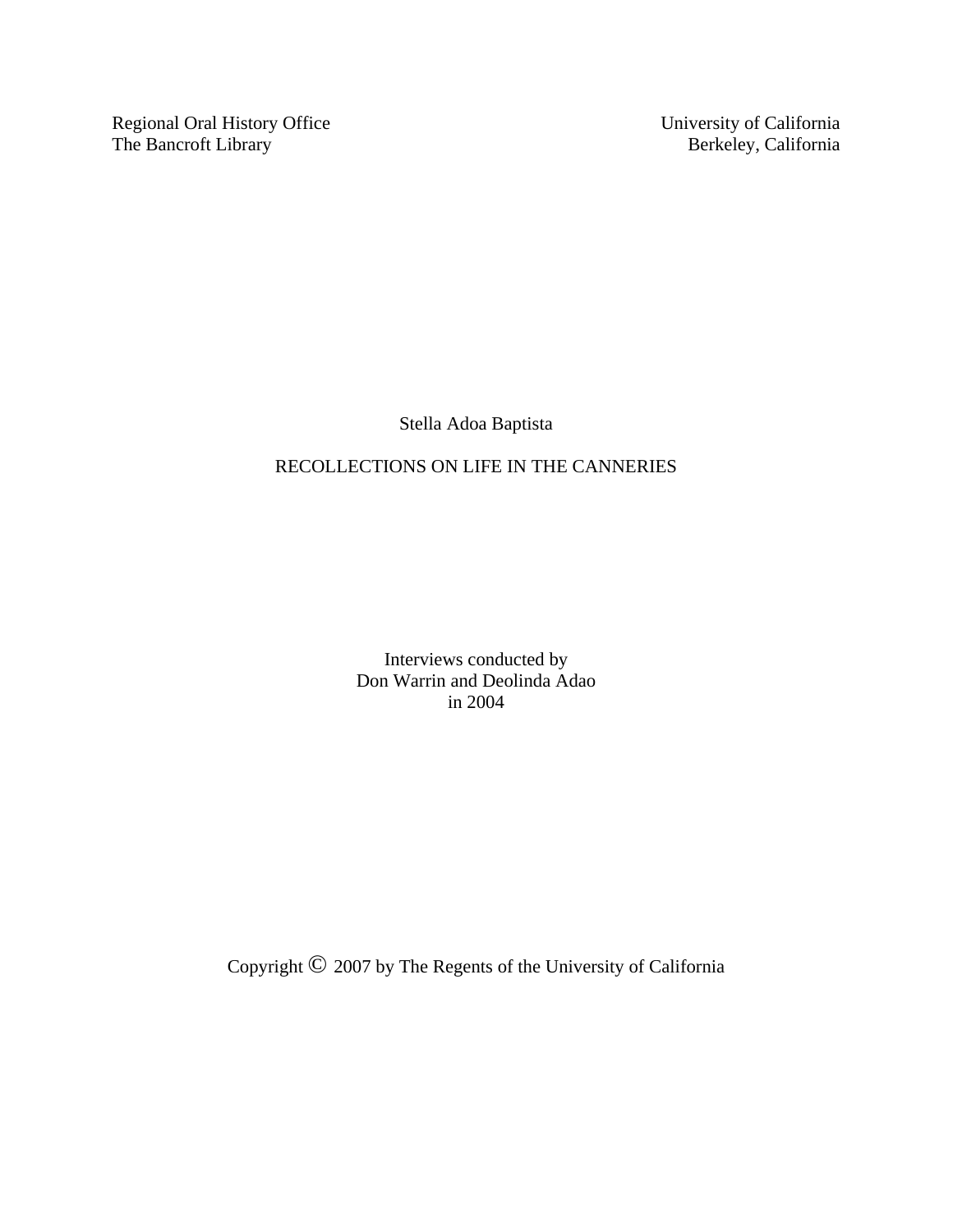Regional Oral History Office
The Bancroft Library

University of California
Berkeley, California

Stella Adoa Baptista

# RECOLLECTIONS ON LIFE IN THE CANNERIES

Interviews conducted by
Don Warrin and Deolinda Adao
in 2004

Copyright © 2007 by The Regents of the University of California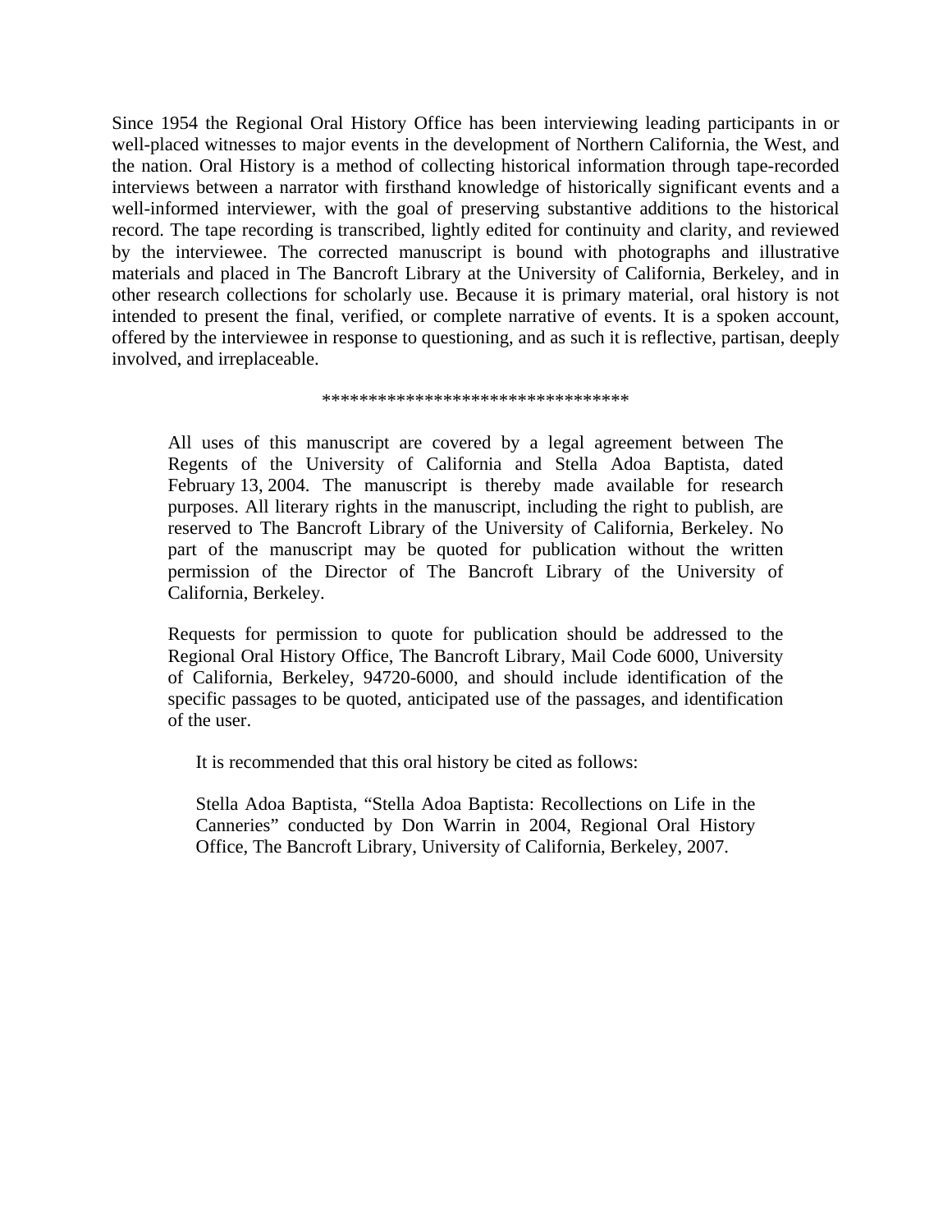Since 1954 the Regional Oral History Office has been interviewing leading participants in or well-placed witnesses to major events in the development of Northern California, the West, and the nation. Oral History is a method of collecting historical information through tape-recorded interviews between a narrator with firsthand knowledge of historically significant events and a well-informed interviewer, with the goal of preserving substantive additions to the historical record. The tape recording is transcribed, lightly edited for continuity and clarity, and reviewed by the interviewee. The corrected manuscript is bound with photographs and illustrative materials and placed in The Bancroft Library at the University of California, Berkeley, and in other research collections for scholarly use. Because it is primary material, oral history is not intended to present the final, verified, or complete narrative of events. It is a spoken account, offered by the interviewee in response to questioning, and as such it is reflective, partisan, deeply involved, and irreplaceable.

*********************************

All uses of this manuscript are covered by a legal agreement between The Regents of the University of California and Stella Adoa Baptista, dated February 13, 2004. The manuscript is thereby made available for research purposes. All literary rights in the manuscript, including the right to publish, are reserved to The Bancroft Library of the University of California, Berkeley. No part of the manuscript may be quoted for publication without the written permission of the Director of The Bancroft Library of the University of California, Berkeley.

Requests for permission to quote for publication should be addressed to the Regional Oral History Office, The Bancroft Library, Mail Code 6000, University of California, Berkeley, 94720-6000, and should include identification of the specific passages to be quoted, anticipated use of the passages, and identification of the user.

It is recommended that this oral history be cited as follows:

Stella Adoa Baptista, "Stella Adoa Baptista: Recollections on Life in the Canneries" conducted by Don Warrin in 2004, Regional Oral History Office, The Bancroft Library, University of California, Berkeley, 2007.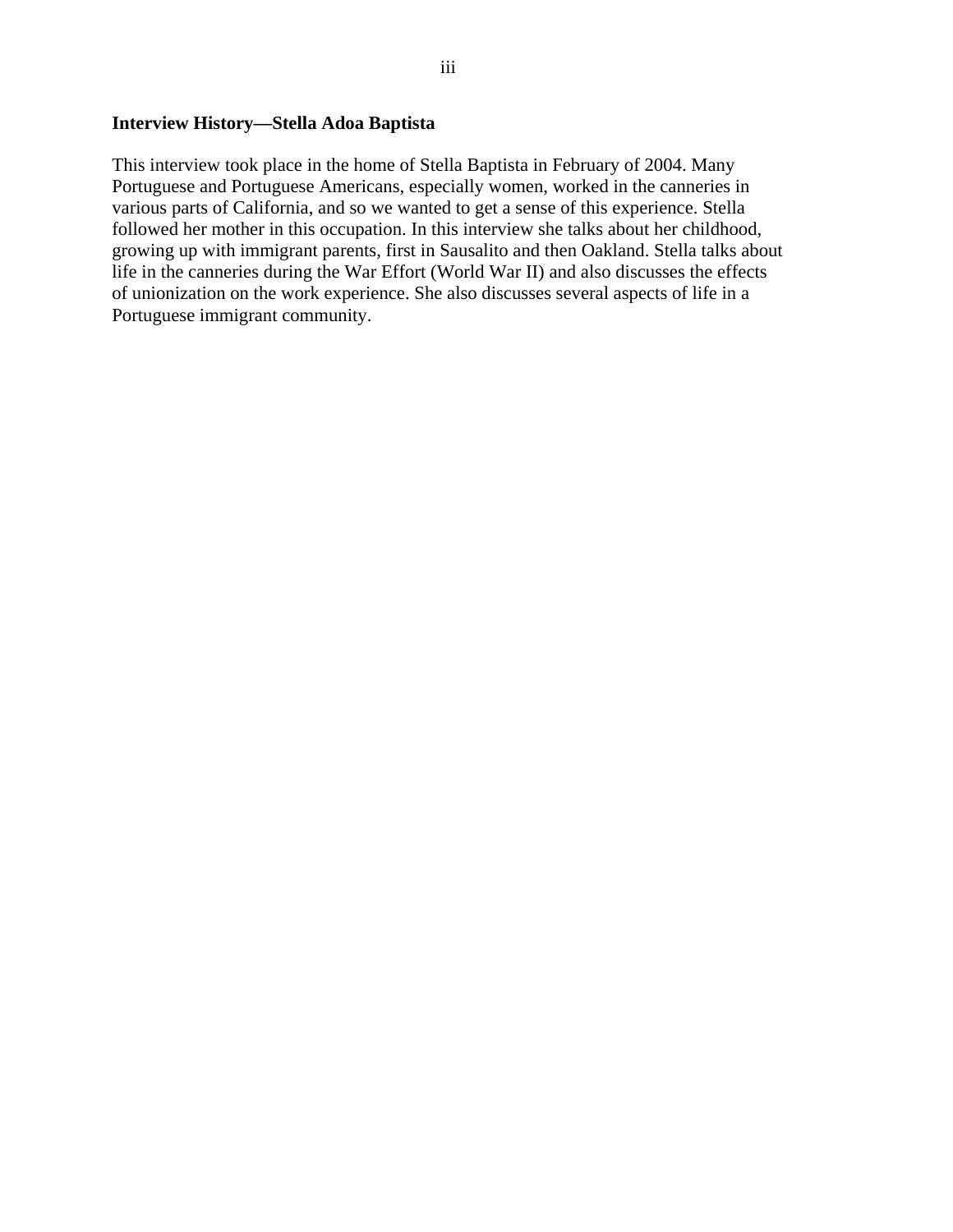**Interview History—Stella Adoa Baptista**

This interview took place in the home of Stella Baptista in February of 2004. Many Portuguese and Portuguese Americans, especially women, worked in the canneries in various parts of California, and so we wanted to get a sense of this experience. Stella followed her mother in this occupation. In this interview she talks about her childhood, growing up with immigrant parents, first in Sausalito and then Oakland. Stella talks about life in the canneries during the War Effort (World War II) and also discusses the effects of unionization on the work experience. She also discusses several aspects of life in a Portuguese immigrant community.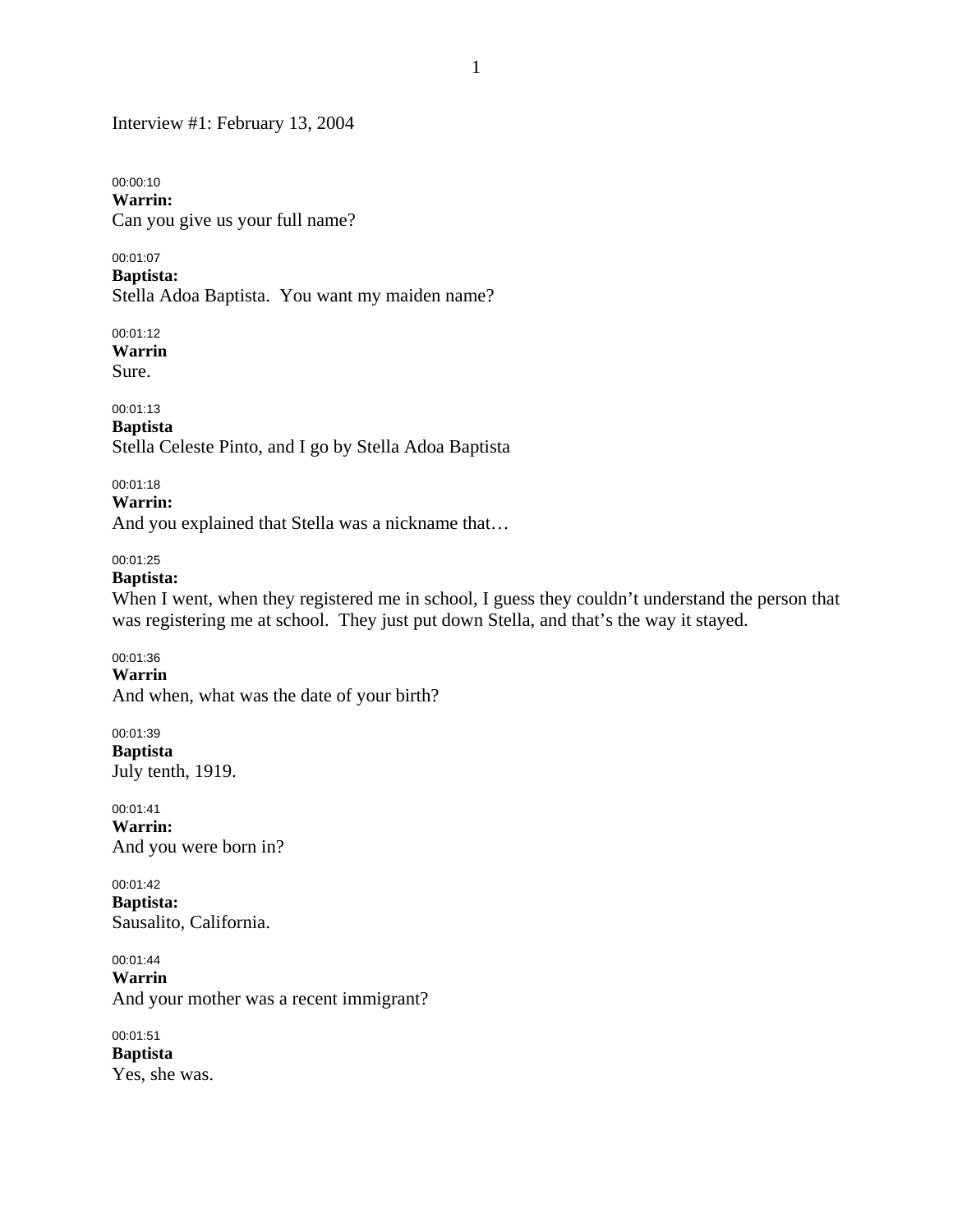Interview #1: February 13, 2004

00:00:10
**Warrin:**
Can you give us your full name?

00:01:07
**Baptista:**
Stella Adoa Baptista. You want my maiden name?

00:01:12
**Warrin**
Sure.

00:01:13
**Baptista**
Stella Celeste Pinto, and I go by Stella Adoa Baptista

00:01:18
**Warrin:**
And you explained that Stella was a nickname that…

00:01:25
**Baptista:**
When I went, when they registered me in school, I guess they couldn't understand the person that was registering me at school. They just put down Stella, and that's the way it stayed.

00:01:36
**Warrin**
And when, what was the date of your birth?

00:01:39
**Baptista**
July tenth, 1919.

00:01:41
**Warrin:**
And you were born in?

00:01:42
**Baptista:**
Sausalito, California.

00:01:44
**Warrin**
And your mother was a recent immigrant?

00:01:51
**Baptista**
Yes, she was.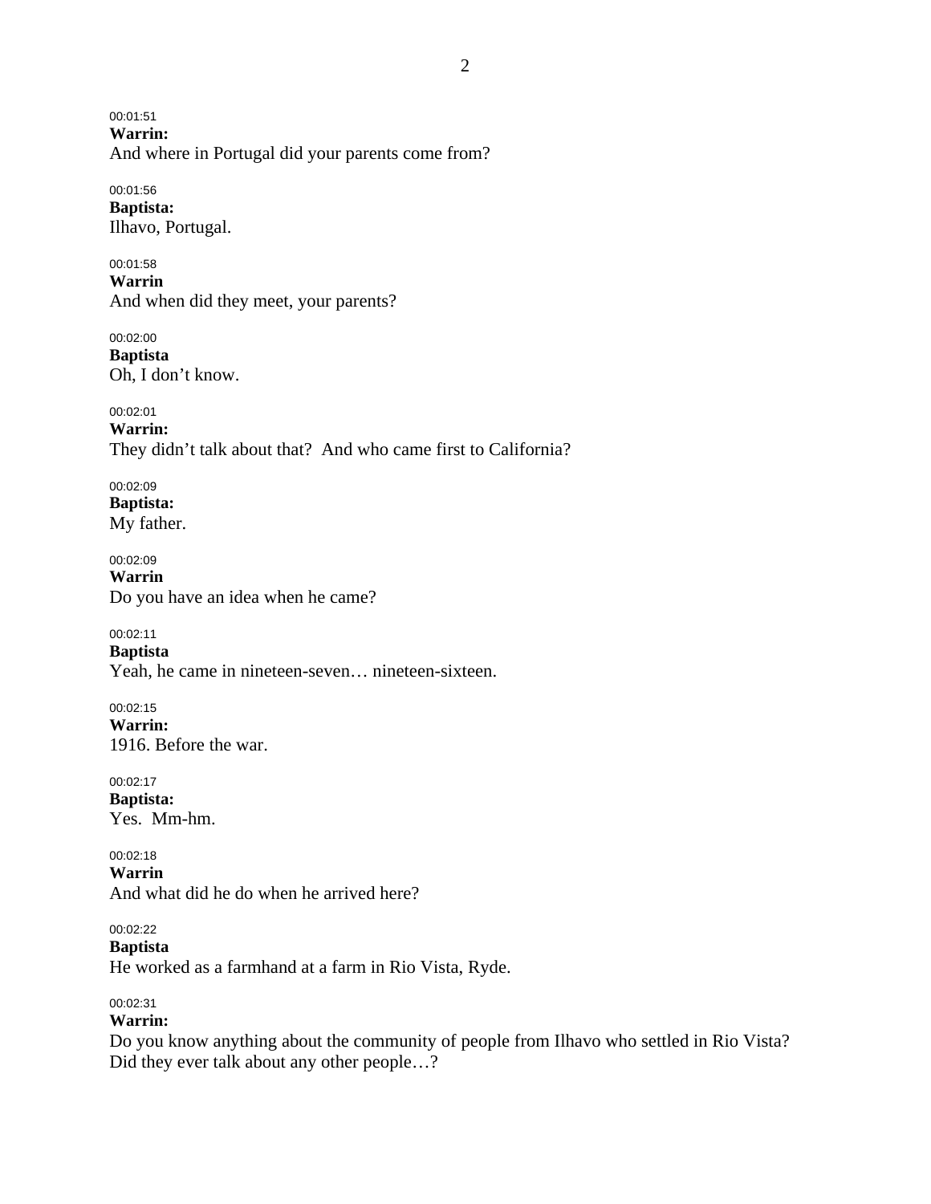00:01:51
**Warrin:**
And where in Portugal did your parents come from?

00:01:56
**Baptista:**
Ilhavo, Portugal.

00:01:58
**Warrin**
And when did they meet, your parents?

00:02:00
**Baptista**
Oh, I don't know.

00:02:01
**Warrin:**
They didn't talk about that? And who came first to California?

00:02:09
**Baptista:**
My father.

00:02:09
**Warrin**
Do you have an idea when he came?

00:02:11
**Baptista**
Yeah, he came in nineteen-seven… nineteen-sixteen.

00:02:15
**Warrin:**
1916. Before the war.

00:02:17
**Baptista:**
Yes. Mm-hm.

00:02:18
**Warrin**
And what did he do when he arrived here?

00:02:22
**Baptista**
He worked as a farmhand at a farm in Rio Vista, Ryde.

00:02:31
**Warrin:**
Do you know anything about the community of people from Ilhavo who settled in Rio Vista? Did they ever talk about any other people…?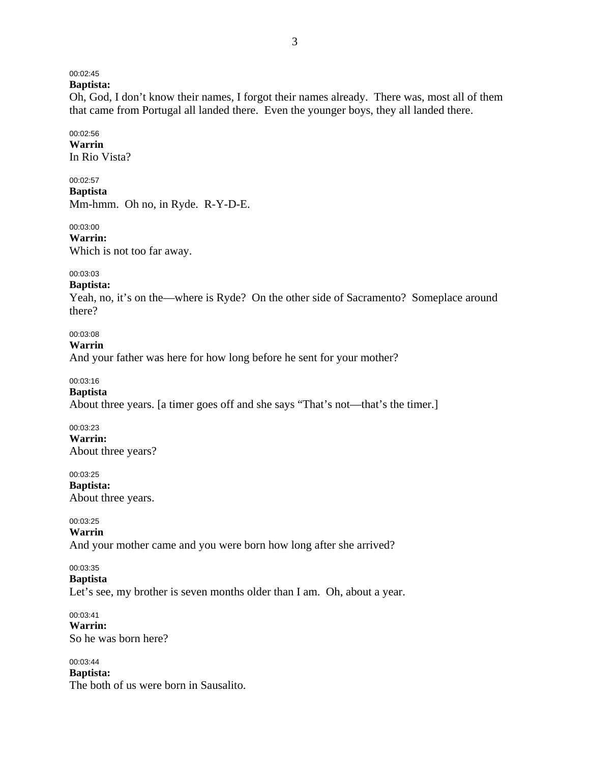00:02:45
**Baptista:**
Oh, God, I don't know their names, I forgot their names already. There was, most all of them that came from Portugal all landed there. Even the younger boys, they all landed there.

00:02:56
**Warrin**
In Rio Vista?

00:02:57
**Baptista**
Mm-hmm. Oh no, in Ryde. R-Y-D-E.

00:03:00
**Warrin:**
Which is not too far away.

00:03:03
**Baptista:**
Yeah, no, it's on the—where is Ryde? On the other side of Sacramento? Someplace around there?

00:03:08
**Warrin**
And your father was here for how long before he sent for your mother?

00:03:16
**Baptista**
About three years. [a timer goes off and she says "That's not—that's the timer.]

00:03:23
**Warrin:**
About three years?

00:03:25
**Baptista:**
About three years.

00:03:25
**Warrin**
And your mother came and you were born how long after she arrived?

00:03:35
**Baptista**
Let's see, my brother is seven months older than I am. Oh, about a year.

00:03:41
**Warrin:**
So he was born here?

00:03:44
**Baptista:**
The both of us were born in Sausalito.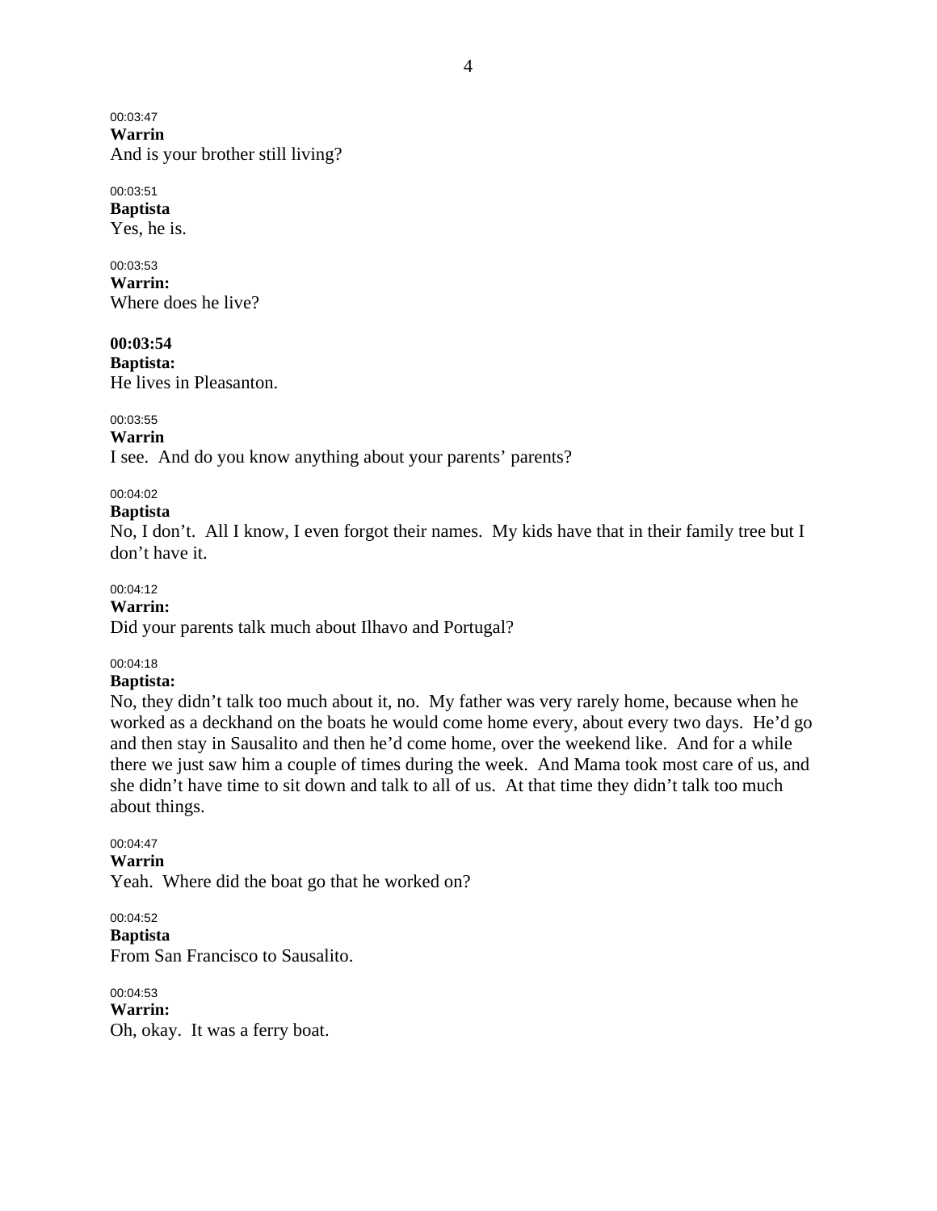00:03:47
**Warrin**
And is your brother still living?

00:03:51
**Baptista**
Yes, he is.

00:03:53
**Warrin:**
Where does he live?

**00:03:54**
**Baptista:**
He lives in Pleasanton.

00:03:55
**Warrin**
I see. And do you know anything about your parents' parents?

00:04:02
**Baptista**
No, I don't. All I know, I even forgot their names. My kids have that in their family tree but I don't have it.

00:04:12
**Warrin:**
Did your parents talk much about Ilhavo and Portugal?

00:04:18
**Baptista:**
No, they didn't talk too much about it, no. My father was very rarely home, because when he worked as a deckhand on the boats he would come home every, about every two days. He'd go and then stay in Sausalito and then he'd come home, over the weekend like. And for a while there we just saw him a couple of times during the week. And Mama took most care of us, and she didn't have time to sit down and talk to all of us. At that time they didn't talk too much about things.

00:04:47
**Warrin**
Yeah. Where did the boat go that he worked on?

00:04:52
**Baptista**
From San Francisco to Sausalito.

00:04:53
**Warrin:**
Oh, okay. It was a ferry boat.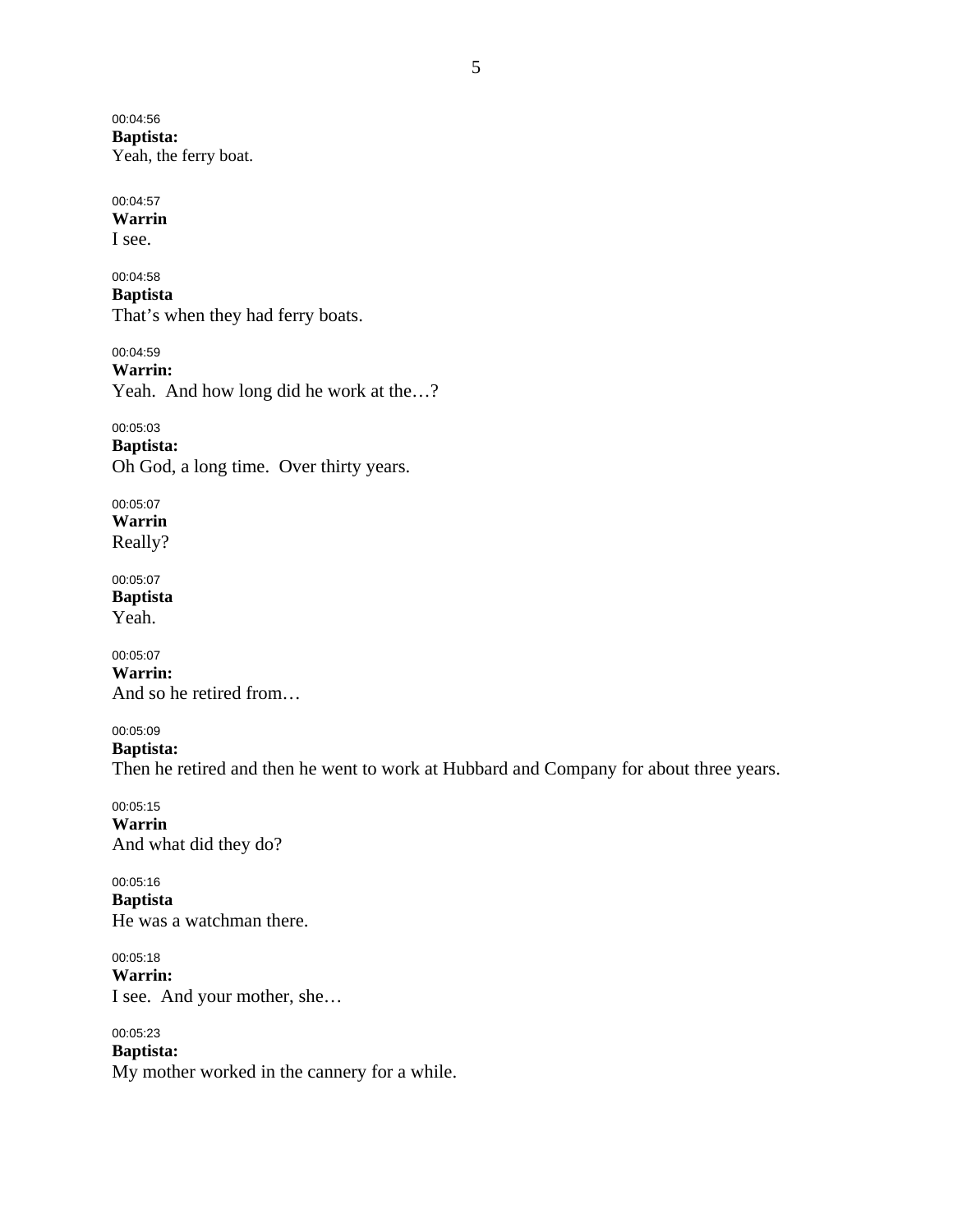00:04:56
**Baptista:**
Yeah, the ferry boat.

00:04:57
**Warrin**
I see.

00:04:58
**Baptista**
That's when they had ferry boats.

00:04:59
**Warrin:**
Yeah. And how long did he work at the…?

00:05:03
**Baptista:**
Oh God, a long time. Over thirty years.

00:05:07
**Warrin**
Really?

00:05:07
**Baptista**
Yeah.

00:05:07
**Warrin:**
And so he retired from…

00:05:09
**Baptista:**
Then he retired and then he went to work at Hubbard and Company for about three years.

00:05:15
**Warrin**
And what did they do?

00:05:16
**Baptista**
He was a watchman there.

00:05:18
**Warrin:**
I see. And your mother, she…

00:05:23
**Baptista:**
My mother worked in the cannery for a while.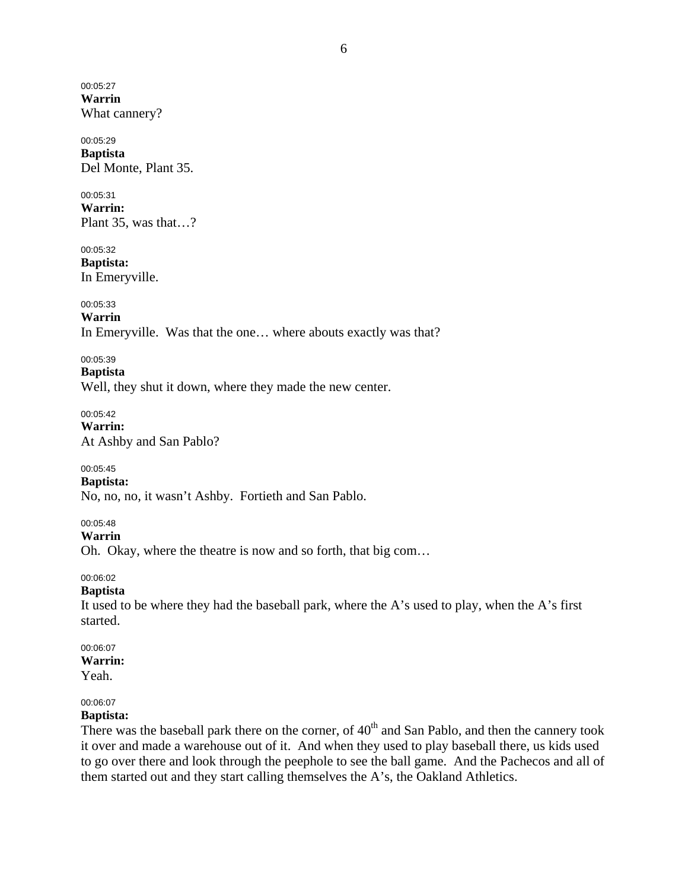00:05:27
**Warrin**
What cannery?

00:05:29
**Baptista**
Del Monte, Plant 35.

00:05:31
**Warrin:**
Plant 35, was that…?

00:05:32
**Baptista:**
In Emeryville.

00:05:33
**Warrin**
In Emeryville. Was that the one… where abouts exactly was that?

00:05:39
**Baptista**
Well, they shut it down, where they made the new center.

00:05:42
**Warrin:**
At Ashby and San Pablo?

00:05:45
**Baptista:**
No, no, no, it wasn't Ashby. Fortieth and San Pablo.

00:05:48
**Warrin**
Oh. Okay, where the theatre is now and so forth, that big com…

00:06:02
**Baptista**
It used to be where they had the baseball park, where the A's used to play, when the A's first started.

00:06:07
**Warrin:**
Yeah.

00:06:07
**Baptista:**
There was the baseball park there on the corner, of 40th and San Pablo, and then the cannery took it over and made a warehouse out of it. And when they used to play baseball there, us kids used to go over there and look through the peephole to see the ball game. And the Pachecos and all of them started out and they start calling themselves the A's, the Oakland Athletics.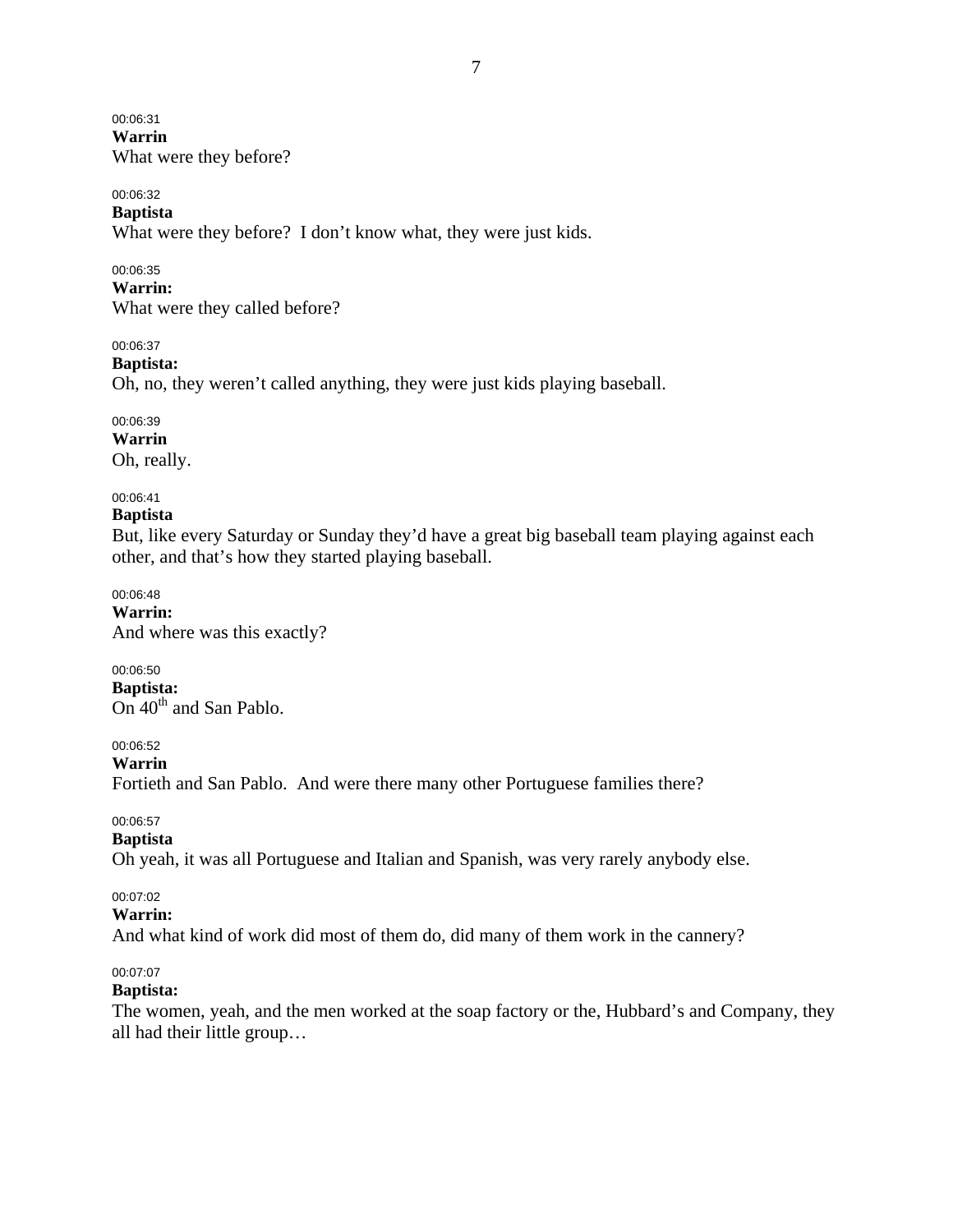00:06:31

**Warrin**

What were they before?

00:06:32

**Baptista**

What were they before? I don't know what, they were just kids.

00:06:35

**Warrin:**

What were they called before?

00:06:37

**Baptista:**

Oh, no, they weren't called anything, they were just kids playing baseball.

00:06:39

**Warrin**

Oh, really.

00:06:41

**Baptista**

But, like every Saturday or Sunday they'd have a great big baseball team playing against each other, and that's how they started playing baseball.

00:06:48

**Warrin:**

And where was this exactly?

00:06:50

**Baptista:**

On 40th and San Pablo.

00:06:52

**Warrin**

Fortieth and San Pablo. And were there many other Portuguese families there?

00:06:57

**Baptista**

Oh yeah, it was all Portuguese and Italian and Spanish, was very rarely anybody else.

00:07:02

**Warrin:**

And what kind of work did most of them do, did many of them work in the cannery?

00:07:07

**Baptista:**

The women, yeah, and the men worked at the soap factory or the, Hubbard's and Company, they all had their little group…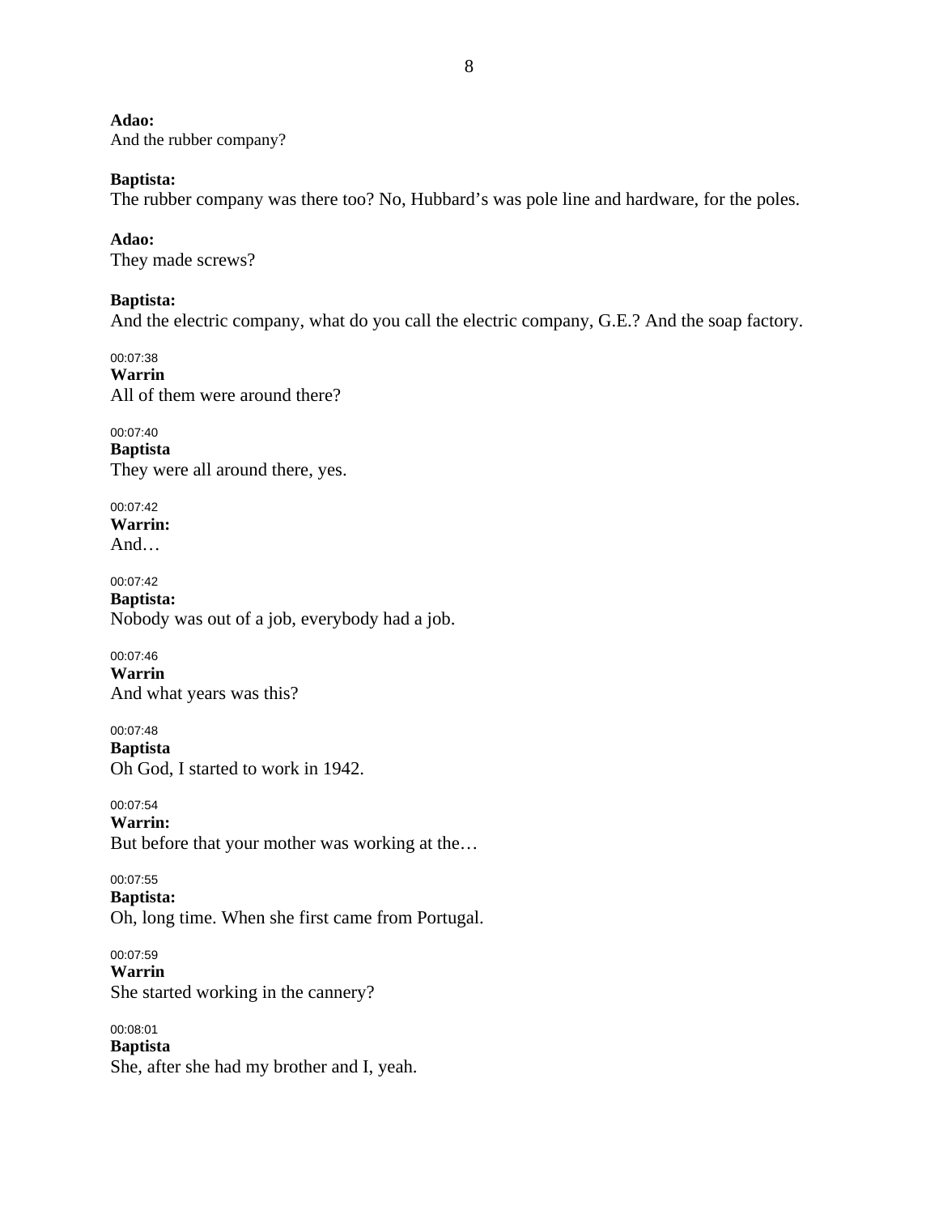**Adao:**
And the rubber company?

**Baptista:**
The rubber company was there too? No, Hubbard's was pole line and hardware, for the poles.

**Adao:**
They made screws?

**Baptista:**
And the electric company, what do you call the electric company, G.E.? And the soap factory.

00:07:38
**Warrin**
All of them were around there?

00:07:40
**Baptista**
They were all around there, yes.

00:07:42
**Warrin:**
And…

00:07:42
**Baptista:**
Nobody was out of a job, everybody had a job.

00:07:46
**Warrin**
And what years was this?

00:07:48
**Baptista**
Oh God, I started to work in 1942.

00:07:54
**Warrin:**
But before that your mother was working at the…

00:07:55
**Baptista:**
Oh, long time. When she first came from Portugal.

00:07:59
**Warrin**
She started working in the cannery?

00:08:01
**Baptista**
She, after she had my brother and I, yeah.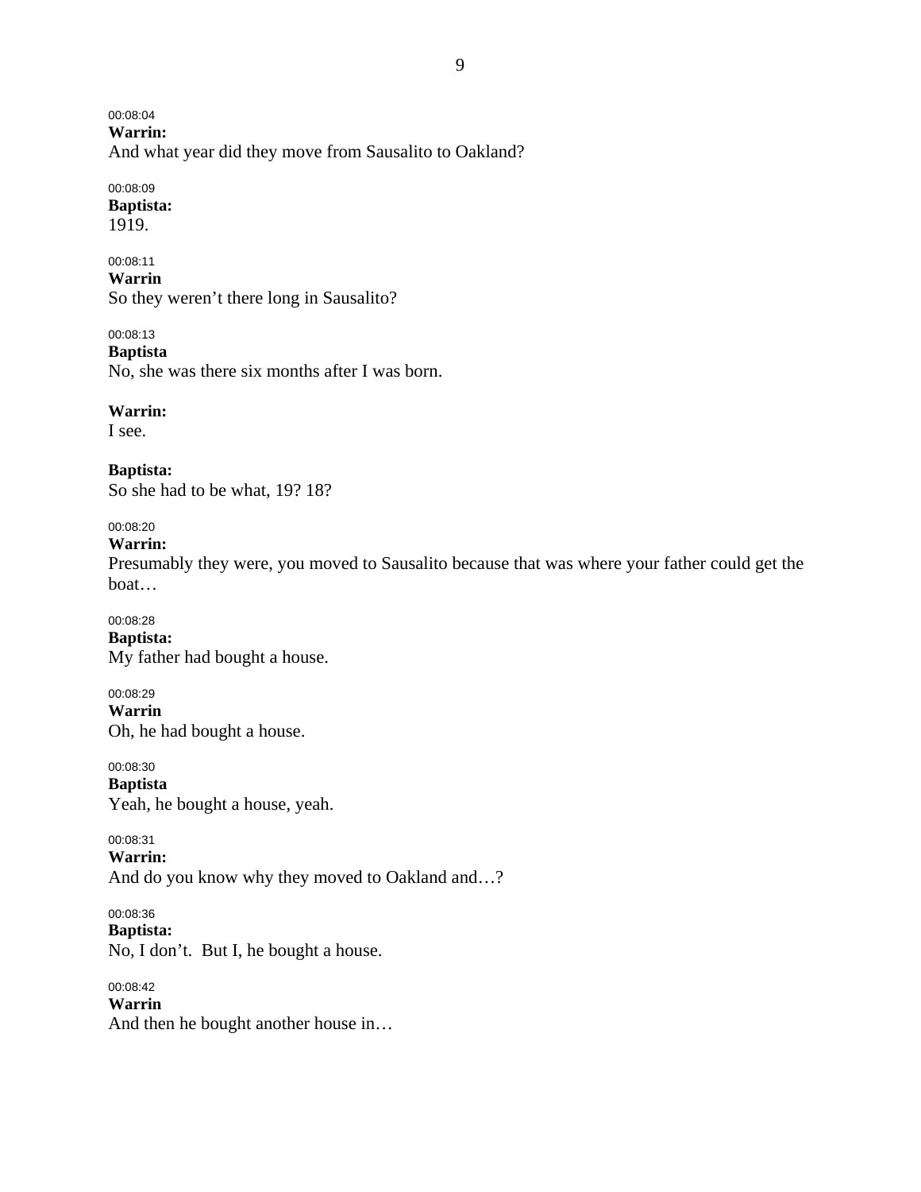00:08:04
**Warrin:**
And what year did they move from Sausalito to Oakland?

00:08:09
**Baptista:**
1919.

00:08:11
**Warrin**
So they weren't there long in Sausalito?

00:08:13
**Baptista**
No, she was there six months after I was born.

**Warrin:**
I see.

**Baptista:**
So she had to be what, 19? 18?

00:08:20
**Warrin:**
Presumably they were, you moved to Sausalito because that was where your father could get the boat…

00:08:28
**Baptista:**
My father had bought a house.

00:08:29
**Warrin**
Oh, he had bought a house.

00:08:30
**Baptista**
Yeah, he bought a house, yeah.

00:08:31
**Warrin:**
And do you know why they moved to Oakland and…?

00:08:36
**Baptista:**
No, I don't. But I, he bought a house.

00:08:42
**Warrin**
And then he bought another house in…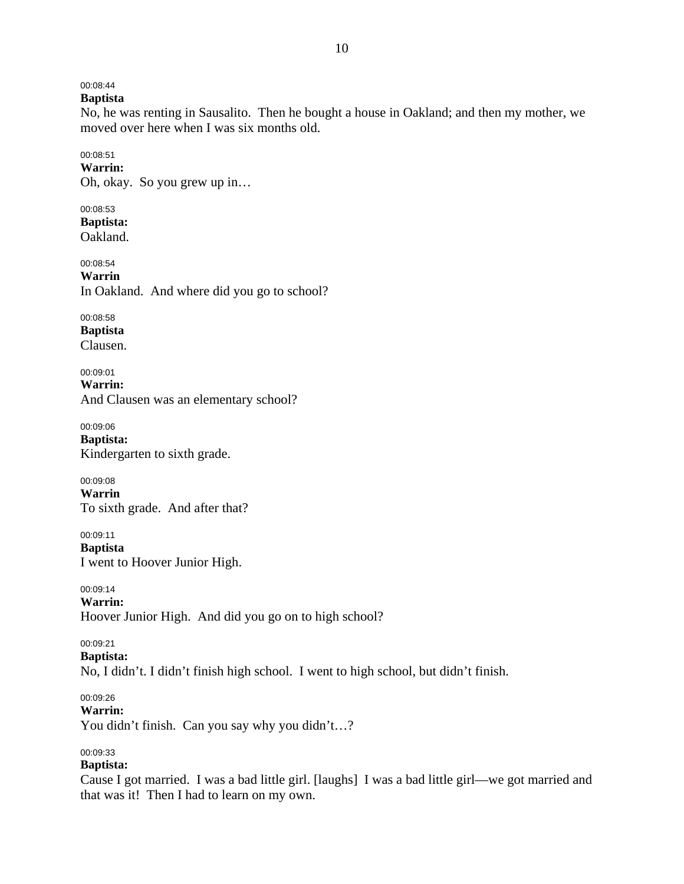00:08:44
**Baptista**
No, he was renting in Sausalito.  Then he bought a house in Oakland; and then my mother, we moved over here when I was six months old.

00:08:51
**Warrin:**
Oh, okay.  So you grew up in…

00:08:53
**Baptista:**
Oakland.

00:08:54
**Warrin**
In Oakland.  And where did you go to school?

00:08:58
**Baptista**
Clausen.

00:09:01
**Warrin:**
And Clausen was an elementary school?

00:09:06
**Baptista:**
Kindergarten to sixth grade.

00:09:08
**Warrin**
To sixth grade.  And after that?

00:09:11
**Baptista**
I went to Hoover Junior High.

00:09:14
**Warrin:**
Hoover Junior High.  And did you go on to high school?

00:09:21
**Baptista:**
No, I didn't. I didn't finish high school.  I went to high school, but didn't finish.

00:09:26
**Warrin:**
You didn't finish.  Can you say why you didn't…?

00:09:33
**Baptista:**
Cause I got married.  I was a bad little girl. [laughs]  I was a bad little girl—we got married and that was it!  Then I had to learn on my own.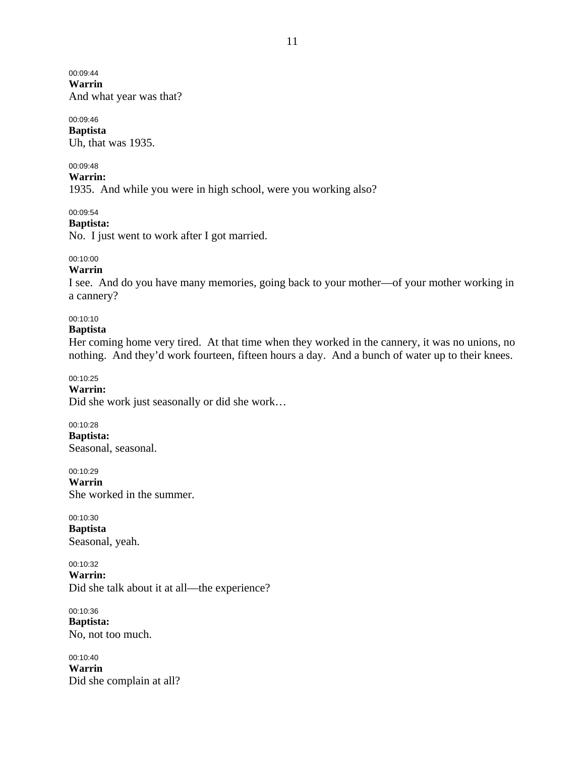00:09:44
**Warrin**
And what year was that?

00:09:46
**Baptista**
Uh, that was 1935.

00:09:48
**Warrin:**
1935.  And while you were in high school, were you working also?

00:09:54
**Baptista:**
No.  I just went to work after I got married.

00:10:00
**Warrin**
I see.  And do you have many memories, going back to your mother—of your mother working in a cannery?

00:10:10
**Baptista**
Her coming home very tired.  At that time when they worked in the cannery, it was no unions, no nothing.  And they'd work fourteen, fifteen hours a day.  And a bunch of water up to their knees.

00:10:25
**Warrin:**
Did she work just seasonally or did she work…

00:10:28
**Baptista:**
Seasonal, seasonal.

00:10:29
**Warrin**
She worked in the summer.

00:10:30
**Baptista**
Seasonal, yeah.

00:10:32
**Warrin:**
Did she talk about it at all—the experience?

00:10:36
**Baptista:**
No, not too much.

00:10:40
**Warrin**
Did she complain at all?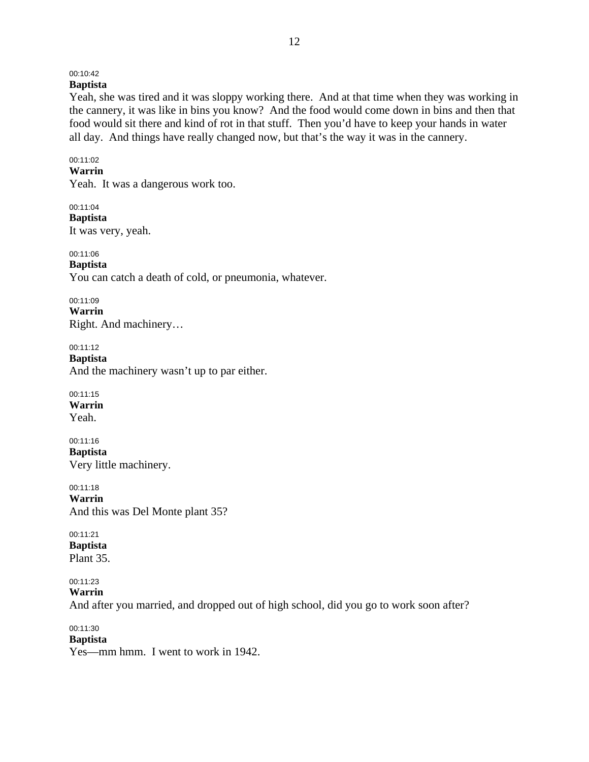00:10:42

**Baptista**

Yeah, she was tired and it was sloppy working there. And at that time when they was working in the cannery, it was like in bins you know? And the food would come down in bins and then that food would sit there and kind of rot in that stuff. Then you'd have to keep your hands in water all day. And things have really changed now, but that's the way it was in the cannery.

00:11:02

**Warrin**

Yeah. It was a dangerous work too.

00:11:04

**Baptista**

It was very, yeah.

00:11:06

**Baptista**

You can catch a death of cold, or pneumonia, whatever.

00:11:09

**Warrin**

Right. And machinery…

00:11:12

**Baptista**

And the machinery wasn't up to par either.

00:11:15

**Warrin**

Yeah.

00:11:16

**Baptista**

Very little machinery.

00:11:18

**Warrin**

And this was Del Monte plant 35?

00:11:21

**Baptista**

Plant 35.

00:11:23

**Warrin**

And after you married, and dropped out of high school, did you go to work soon after?

00:11:30

**Baptista**

Yes—mm hmm. I went to work in 1942.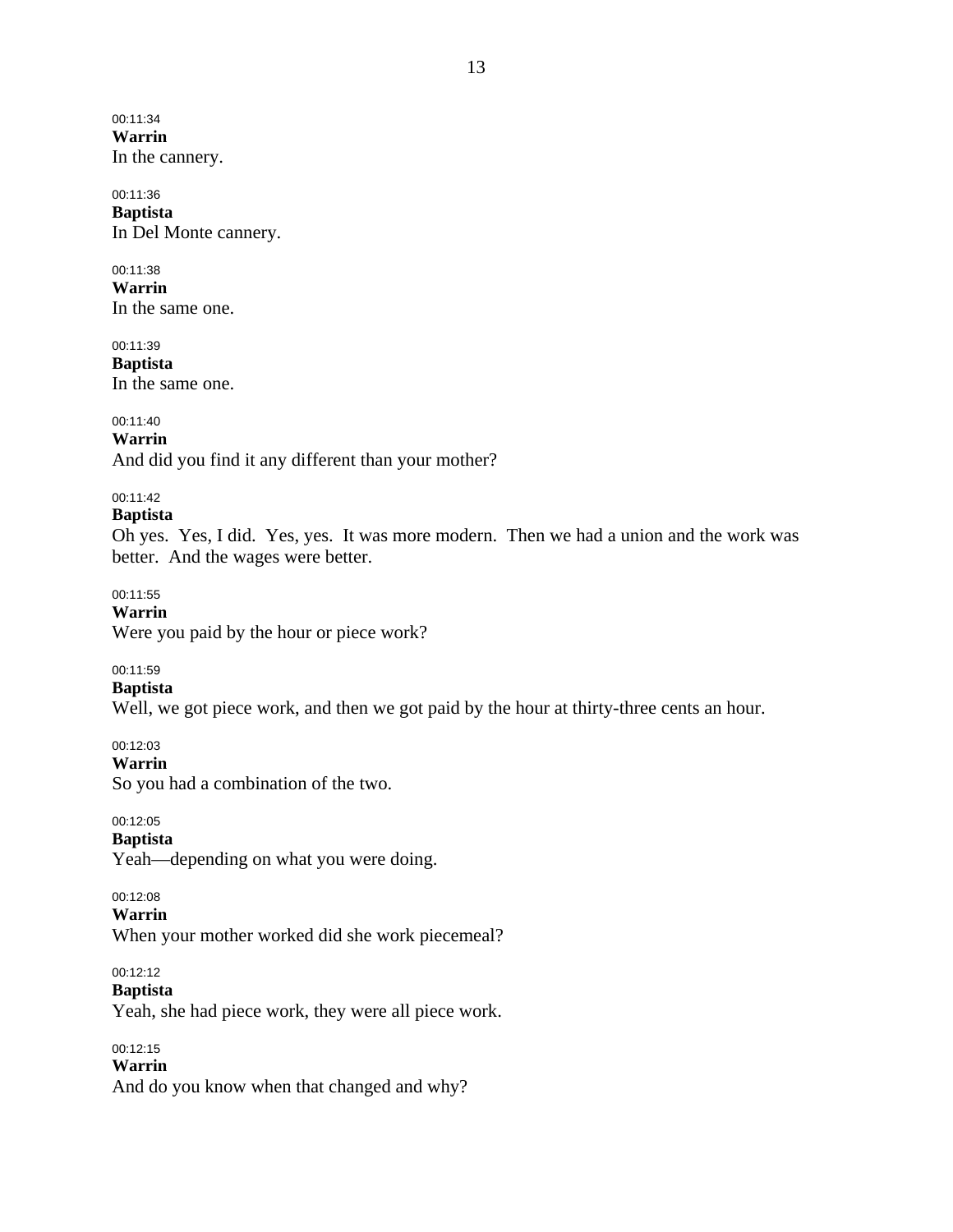00:11:34
**Warrin**
In the cannery.

00:11:36
**Baptista**
In Del Monte cannery.

00:11:38
**Warrin**
In the same one.

00:11:39
**Baptista**
In the same one.

00:11:40
**Warrin**
And did you find it any different than your mother?

00:11:42
**Baptista**
Oh yes. Yes, I did. Yes, yes. It was more modern. Then we had a union and the work was better. And the wages were better.

00:11:55
**Warrin**
Were you paid by the hour or piece work?

00:11:59
**Baptista**
Well, we got piece work, and then we got paid by the hour at thirty-three cents an hour.

00:12:03
**Warrin**
So you had a combination of the two.

00:12:05
**Baptista**
Yeah—depending on what you were doing.

00:12:08
**Warrin**
When your mother worked did she work piecemeal?

00:12:12
**Baptista**
Yeah, she had piece work, they were all piece work.

00:12:15
**Warrin**
And do you know when that changed and why?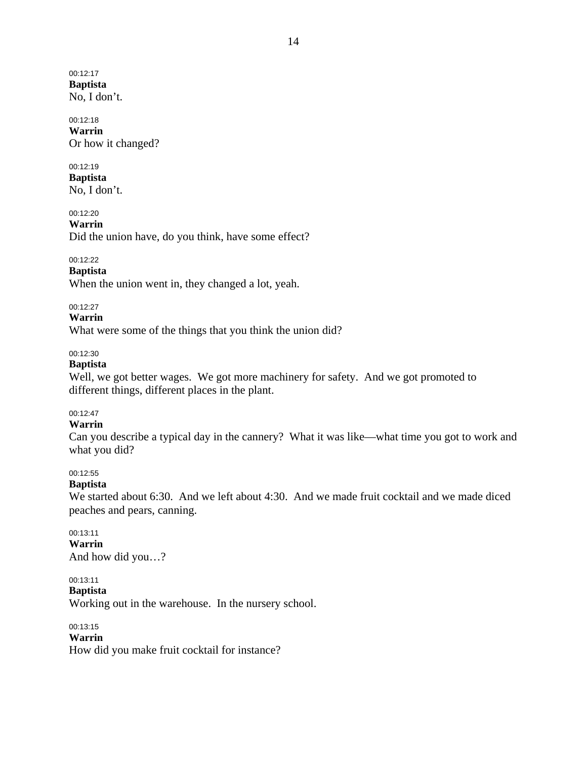00:12:17
**Baptista**
No, I don't.

00:12:18
**Warrin**
Or how it changed?

00:12:19
**Baptista**
No, I don't.

00:12:20
**Warrin**
Did the union have, do you think, have some effect?

00:12:22
**Baptista**
When the union went in, they changed a lot, yeah.

00:12:27
**Warrin**
What were some of the things that you think the union did?

00:12:30
**Baptista**
Well, we got better wages. We got more machinery for safety. And we got promoted to different things, different places in the plant.

00:12:47
**Warrin**
Can you describe a typical day in the cannery? What it was like—what time you got to work and what you did?

00:12:55
**Baptista**
We started about 6:30. And we left about 4:30. And we made fruit cocktail and we made diced peaches and pears, canning.

00:13:11
**Warrin**
And how did you…?

00:13:11
**Baptista**
Working out in the warehouse. In the nursery school.

00:13:15
**Warrin**
How did you make fruit cocktail for instance?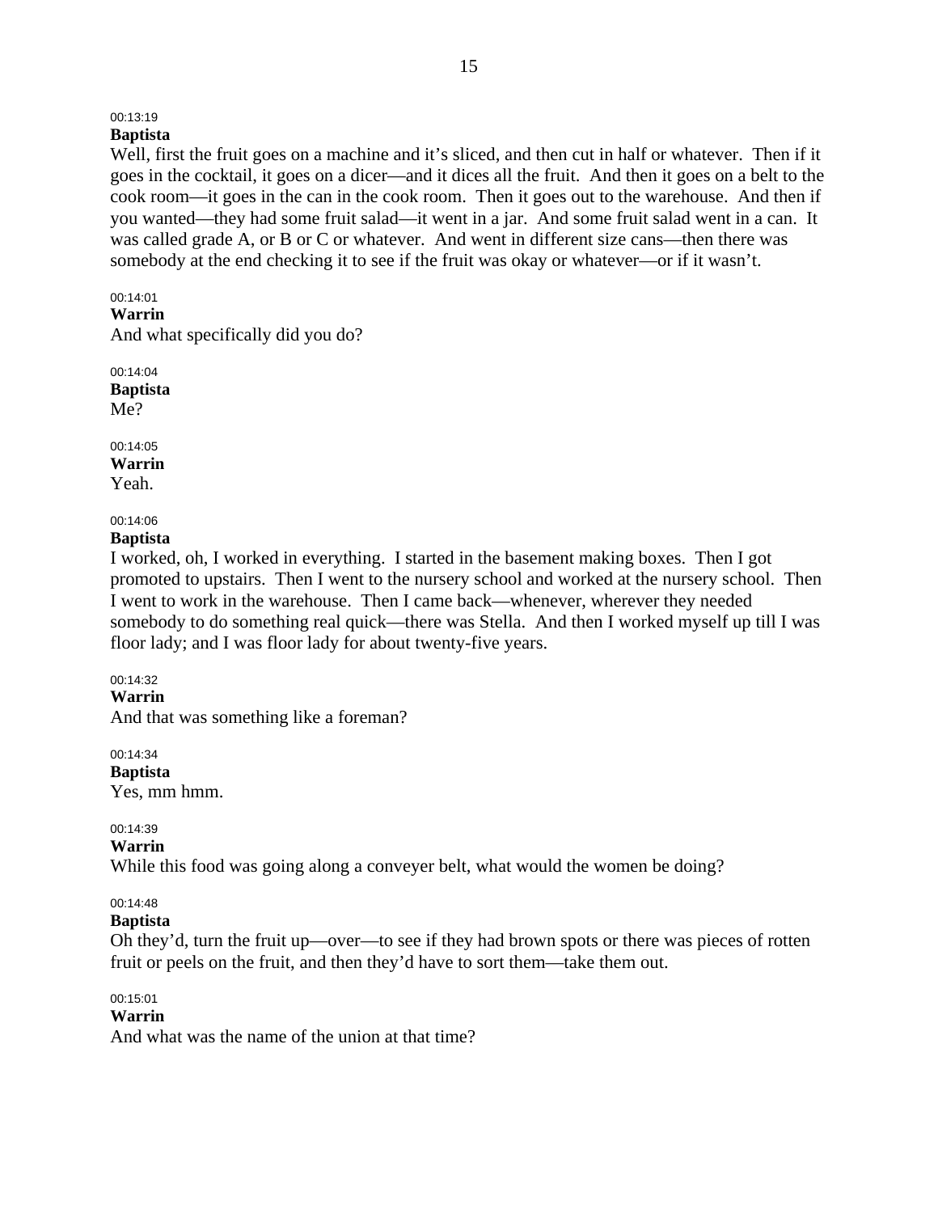00:13:19

**Baptista**

Well, first the fruit goes on a machine and it's sliced, and then cut in half or whatever. Then if it goes in the cocktail, it goes on a dicer—and it dices all the fruit. And then it goes on a belt to the cook room—it goes in the can in the cook room. Then it goes out to the warehouse. And then if you wanted—they had some fruit salad—it went in a jar. And some fruit salad went in a can. It was called grade A, or B or C or whatever. And went in different size cans—then there was somebody at the end checking it to see if the fruit was okay or whatever—or if it wasn't.

00:14:01

**Warrin**

And what specifically did you do?

00:14:04

**Baptista**

Me?

00:14:05

**Warrin**

Yeah.

00:14:06

**Baptista**

I worked, oh, I worked in everything. I started in the basement making boxes. Then I got promoted to upstairs. Then I went to the nursery school and worked at the nursery school. Then I went to work in the warehouse. Then I came back—whenever, wherever they needed somebody to do something real quick—there was Stella. And then I worked myself up till I was floor lady; and I was floor lady for about twenty-five years.

00:14:32

**Warrin**

And that was something like a foreman?

00:14:34

**Baptista**

Yes, mm hmm.

00:14:39

**Warrin**

While this food was going along a conveyer belt, what would the women be doing?

00:14:48

**Baptista**

Oh they'd, turn the fruit up—over—to see if they had brown spots or there was pieces of rotten fruit or peels on the fruit, and then they'd have to sort them—take them out.

00:15:01

**Warrin**

And what was the name of the union at that time?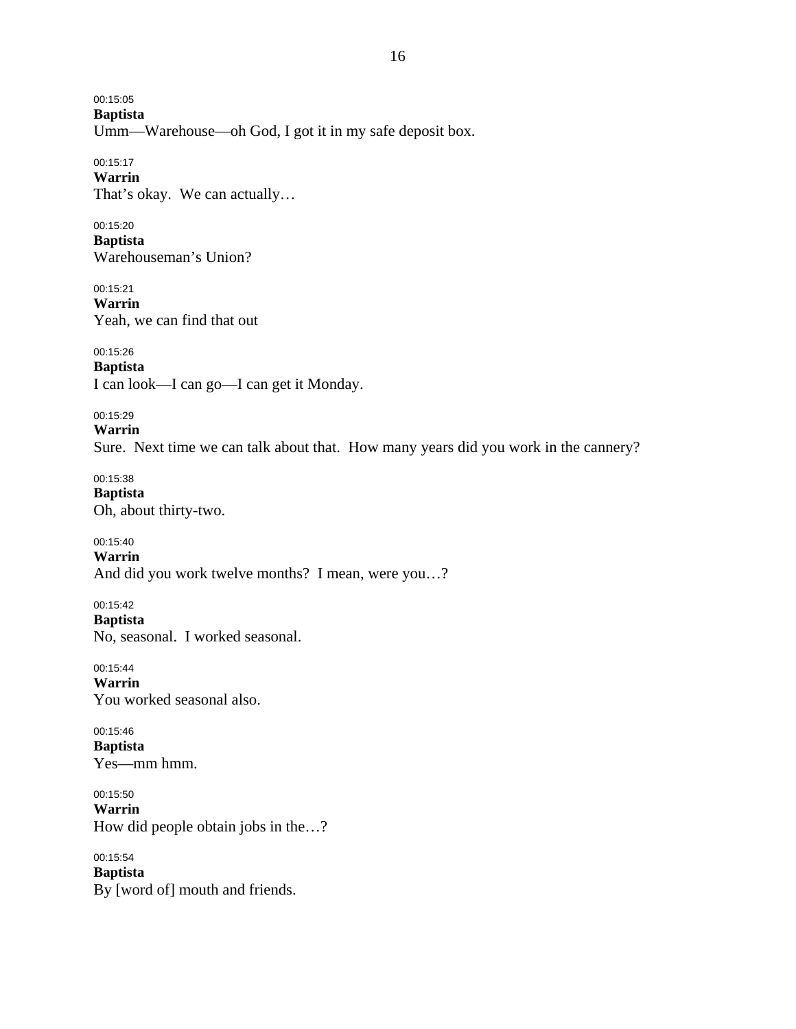00:15:05
**Baptista**
Umm—Warehouse—oh God, I got it in my safe deposit box.

00:15:17
**Warrin**
That's okay.  We can actually…

00:15:20
**Baptista**
Warehouseman's Union?

00:15:21
**Warrin**
Yeah, we can find that out

00:15:26
**Baptista**
I can look—I can go—I can get it Monday.

00:15:29
**Warrin**
Sure.  Next time we can talk about that.  How many years did you work in the cannery?

00:15:38
**Baptista**
Oh, about thirty-two.

00:15:40
**Warrin**
And did you work twelve months?  I mean, were you…?

00:15:42
**Baptista**
No, seasonal.  I worked seasonal.

00:15:44
**Warrin**
You worked seasonal also.

00:15:46
**Baptista**
Yes—mm hmm.

00:15:50
**Warrin**
How did people obtain jobs in the…?

00:15:54
**Baptista**
By [word of] mouth and friends.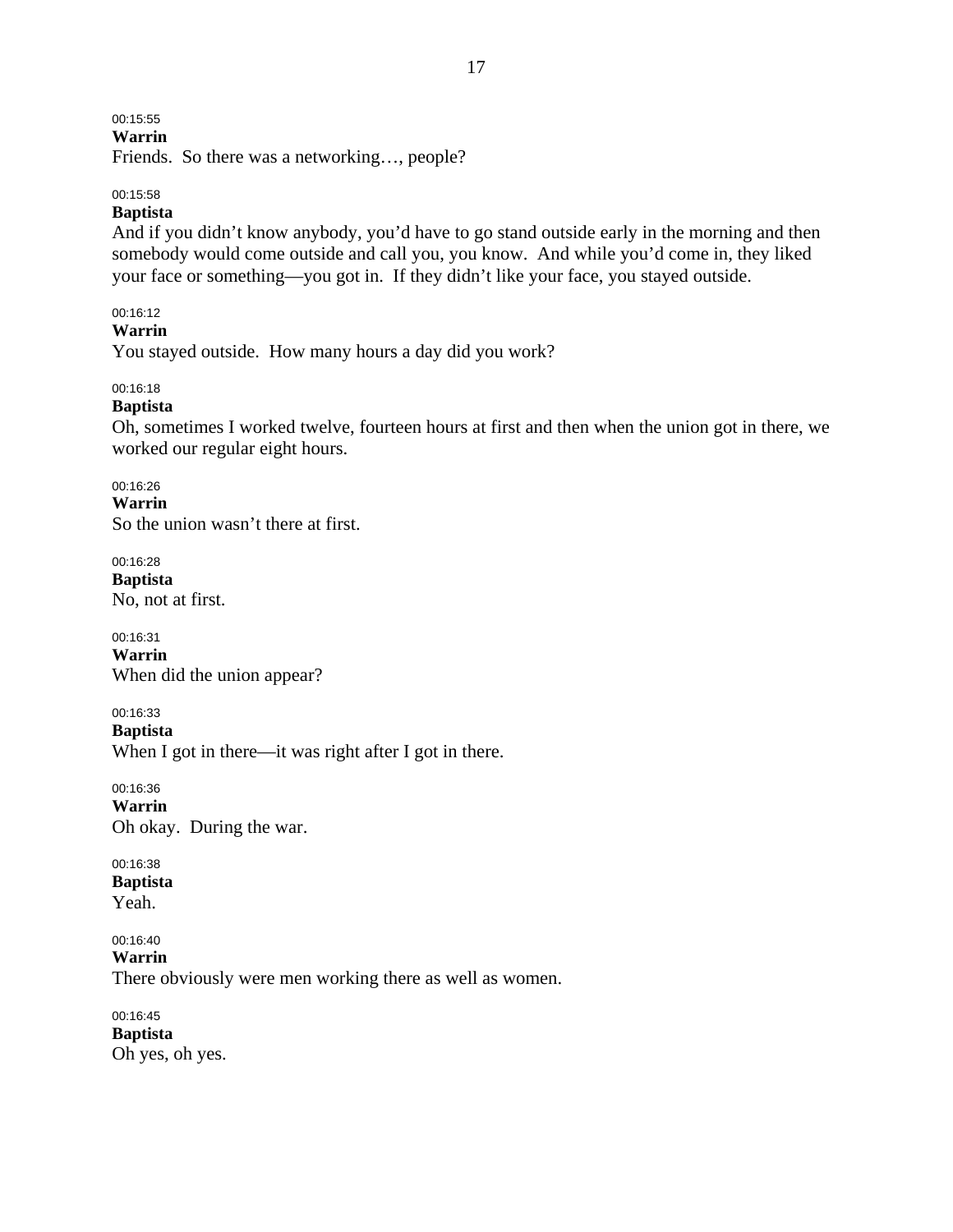00:15:55
**Warrin**
Friends. So there was a networking…, people?

00:15:58
**Baptista**
And if you didn't know anybody, you'd have to go stand outside early in the morning and then somebody would come outside and call you, you know. And while you'd come in, they liked your face or something—you got in. If they didn't like your face, you stayed outside.

00:16:12
**Warrin**
You stayed outside. How many hours a day did you work?

00:16:18
**Baptista**
Oh, sometimes I worked twelve, fourteen hours at first and then when the union got in there, we worked our regular eight hours.

00:16:26
**Warrin**
So the union wasn't there at first.

00:16:28
**Baptista**
No, not at first.

00:16:31
**Warrin**
When did the union appear?

00:16:33
**Baptista**
When I got in there—it was right after I got in there.

00:16:36
**Warrin**
Oh okay. During the war.

00:16:38
**Baptista**
Yeah.

00:16:40
**Warrin**
There obviously were men working there as well as women.

00:16:45
**Baptista**
Oh yes, oh yes.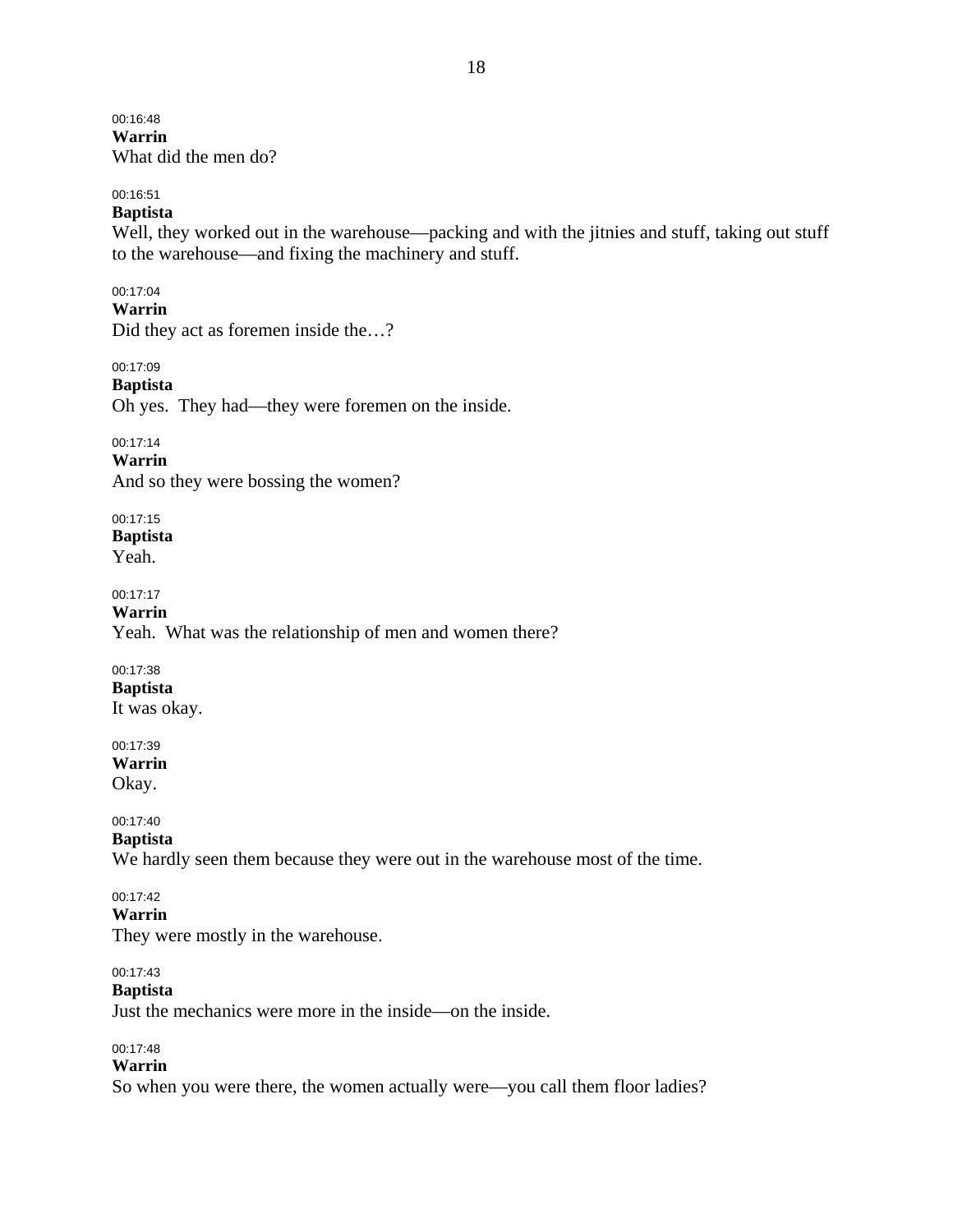00:16:48
**Warrin**
What did the men do?

00:16:51
**Baptista**
Well, they worked out in the warehouse—packing and with the jitnies and stuff, taking out stuff to the warehouse—and fixing the machinery and stuff.

00:17:04
**Warrin**
Did they act as foremen inside the…?

00:17:09
**Baptista**
Oh yes. They had—they were foremen on the inside.

00:17:14
**Warrin**
And so they were bossing the women?

00:17:15
**Baptista**
Yeah.

00:17:17
**Warrin**
Yeah. What was the relationship of men and women there?

00:17:38
**Baptista**
It was okay.

00:17:39
**Warrin**
Okay.

00:17:40
**Baptista**
We hardly seen them because they were out in the warehouse most of the time.

00:17:42
**Warrin**
They were mostly in the warehouse.

00:17:43
**Baptista**
Just the mechanics were more in the inside—on the inside.

00:17:48
**Warrin**
So when you were there, the women actually were—you call them floor ladies?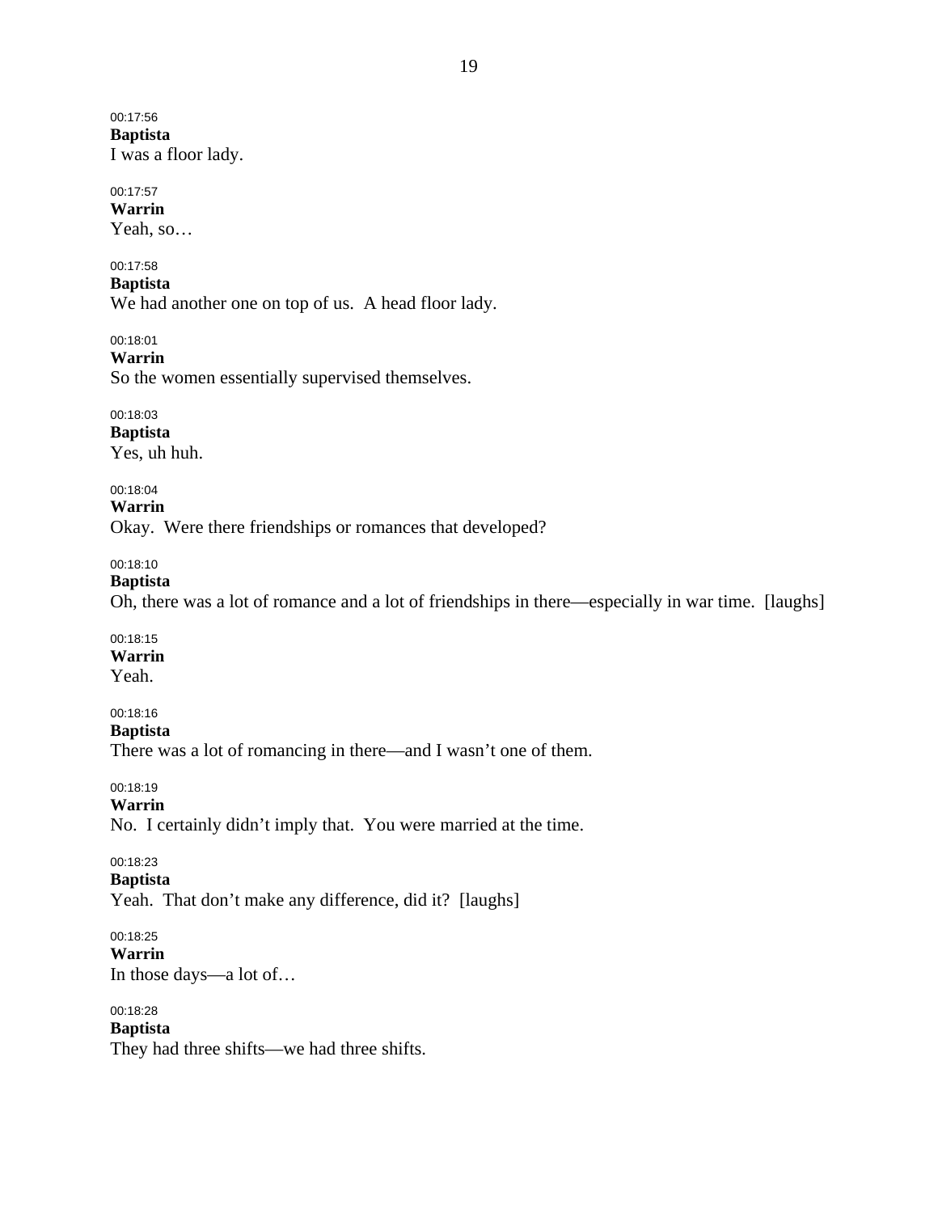00:17:56
**Baptista**
I was a floor lady.

00:17:57
**Warrin**
Yeah, so…

00:17:58
**Baptista**
We had another one on top of us. A head floor lady.

00:18:01
**Warrin**
So the women essentially supervised themselves.

00:18:03
**Baptista**
Yes, uh huh.

00:18:04
**Warrin**
Okay. Were there friendships or romances that developed?

00:18:10
**Baptista**
Oh, there was a lot of romance and a lot of friendships in there—especially in war time. [laughs]

00:18:15
**Warrin**
Yeah.

00:18:16
**Baptista**
There was a lot of romancing in there—and I wasn't one of them.

00:18:19
**Warrin**
No. I certainly didn't imply that. You were married at the time.

00:18:23
**Baptista**
Yeah. That don't make any difference, did it? [laughs]

00:18:25
**Warrin**
In those days—a lot of…

00:18:28
**Baptista**
They had three shifts—we had three shifts.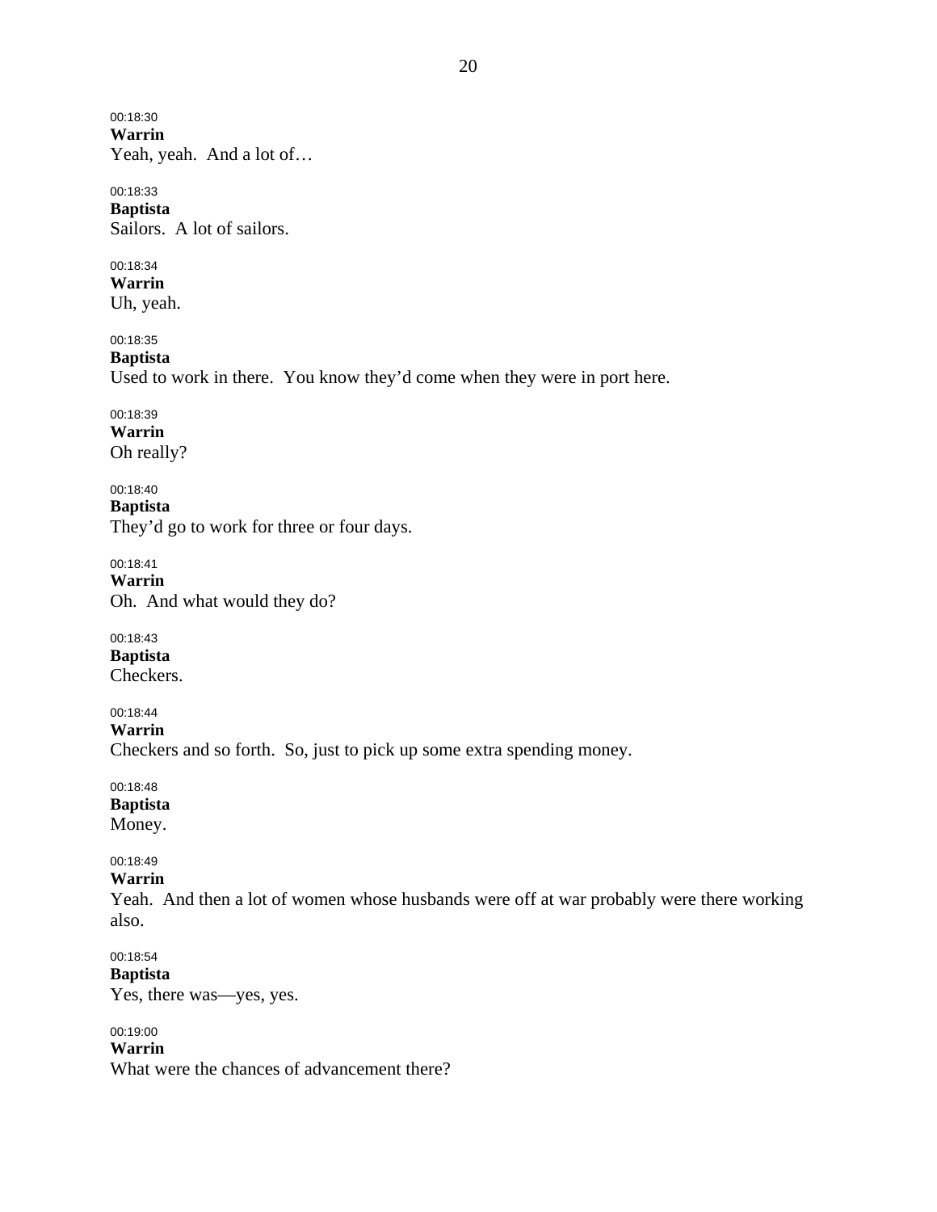00:18:30
**Warrin**
Yeah, yeah. And a lot of…

00:18:33
**Baptista**
Sailors. A lot of sailors.

00:18:34
**Warrin**
Uh, yeah.

00:18:35
**Baptista**
Used to work in there. You know they'd come when they were in port here.

00:18:39
**Warrin**
Oh really?

00:18:40
**Baptista**
They'd go to work for three or four days.

00:18:41
**Warrin**
Oh. And what would they do?

00:18:43
**Baptista**
Checkers.

00:18:44
**Warrin**
Checkers and so forth. So, just to pick up some extra spending money.

00:18:48
**Baptista**
Money.

00:18:49
**Warrin**
Yeah. And then a lot of women whose husbands were off at war probably were there working also.

00:18:54
**Baptista**
Yes, there was—yes, yes.

00:19:00
**Warrin**
What were the chances of advancement there?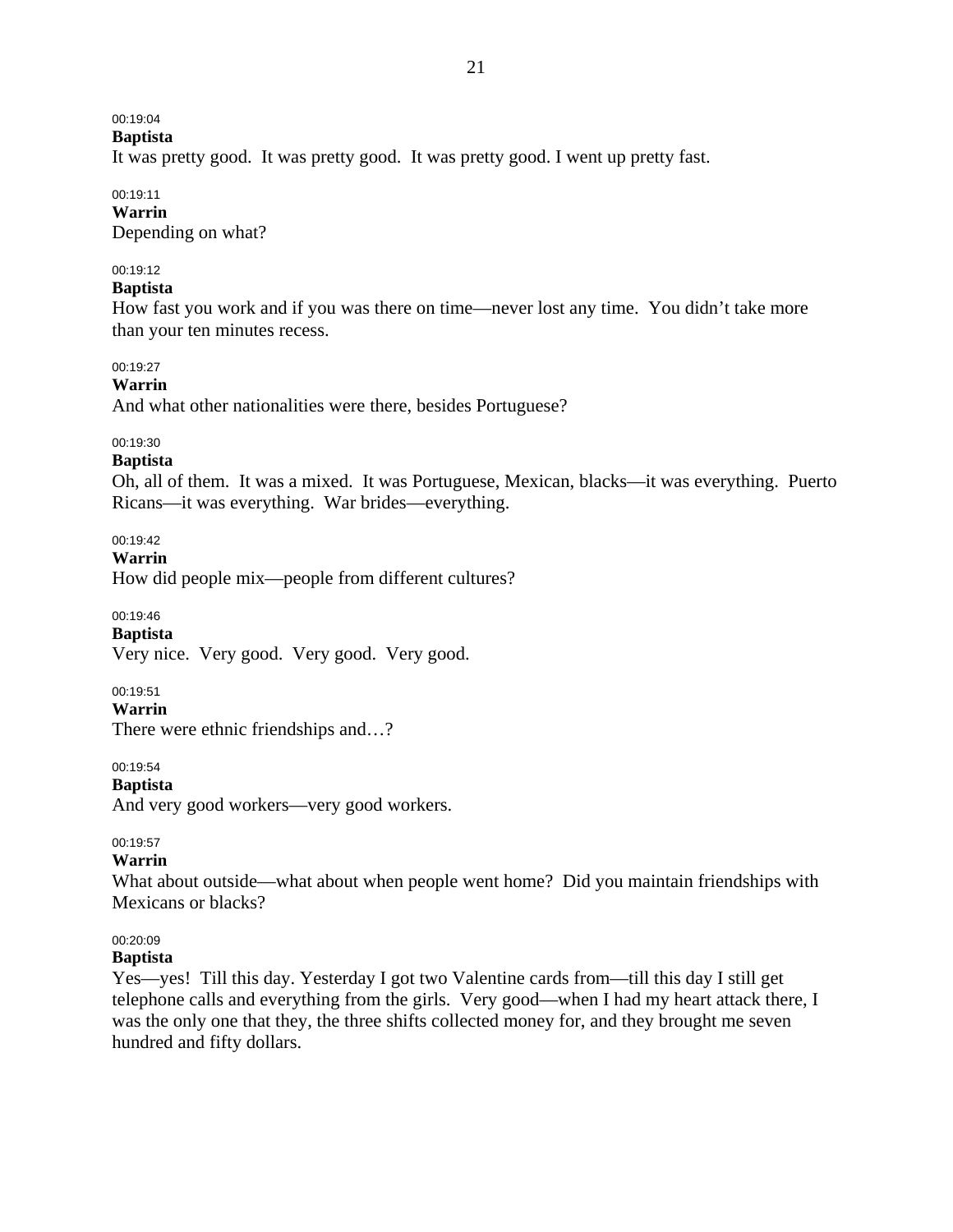00:19:04
**Baptista**
It was pretty good. It was pretty good. It was pretty good. I went up pretty fast.

00:19:11
**Warrin**
Depending on what?

00:19:12
**Baptista**
How fast you work and if you was there on time—never lost any time. You didn't take more than your ten minutes recess.

00:19:27
**Warrin**
And what other nationalities were there, besides Portuguese?

00:19:30
**Baptista**
Oh, all of them. It was a mixed. It was Portuguese, Mexican, blacks—it was everything. Puerto Ricans—it was everything. War brides—everything.

00:19:42
**Warrin**
How did people mix—people from different cultures?

00:19:46
**Baptista**
Very nice. Very good. Very good. Very good.

00:19:51
**Warrin**
There were ethnic friendships and…?

00:19:54
**Baptista**
And very good workers—very good workers.

00:19:57
**Warrin**
What about outside—what about when people went home? Did you maintain friendships with Mexicans or blacks?

00:20:09
**Baptista**
Yes—yes! Till this day. Yesterday I got two Valentine cards from—till this day I still get telephone calls and everything from the girls. Very good—when I had my heart attack there, I was the only one that they, the three shifts collected money for, and they brought me seven hundred and fifty dollars.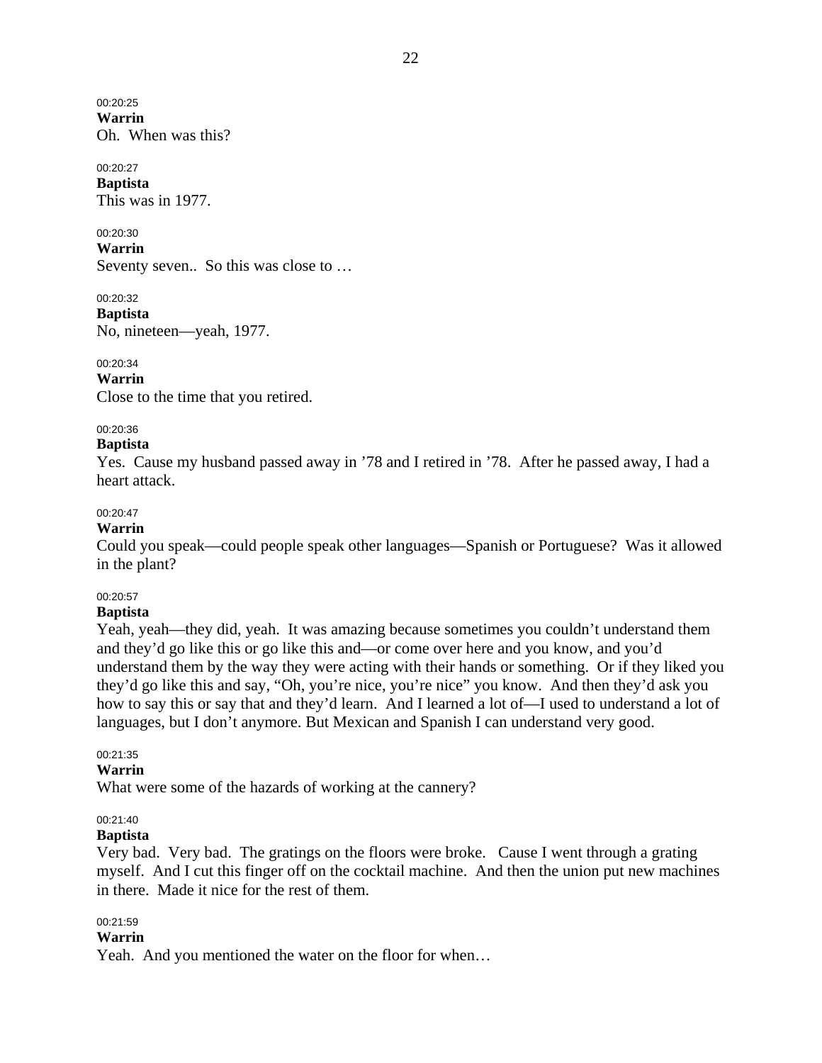00:20:25
**Warrin**
Oh. When was this?

00:20:27
**Baptista**
This was in 1977.

00:20:30
**Warrin**
Seventy seven.. So this was close to …

00:20:32
**Baptista**
No, nineteen—yeah, 1977.

00:20:34
**Warrin**
Close to the time that you retired.

00:20:36
**Baptista**
Yes. Cause my husband passed away in ’78 and I retired in ’78. After he passed away, I had a heart attack.

00:20:47
**Warrin**
Could you speak—could people speak other languages—Spanish or Portuguese? Was it allowed in the plant?

00:20:57
**Baptista**
Yeah, yeah—they did, yeah. It was amazing because sometimes you couldn’t understand them and they’d go like this or go like this and—or come over here and you know, and you’d understand them by the way they were acting with their hands or something. Or if they liked you they’d go like this and say, “Oh, you’re nice, you’re nice” you know. And then they’d ask you how to say this or say that and they’d learn. And I learned a lot of—I used to understand a lot of languages, but I don’t anymore. But Mexican and Spanish I can understand very good.

00:21:35
**Warrin**
What were some of the hazards of working at the cannery?

00:21:40
**Baptista**
Very bad. Very bad. The gratings on the floors were broke. Cause I went through a grating myself. And I cut this finger off on the cocktail machine. And then the union put new machines in there. Made it nice for the rest of them.

00:21:59
**Warrin**
Yeah. And you mentioned the water on the floor for when…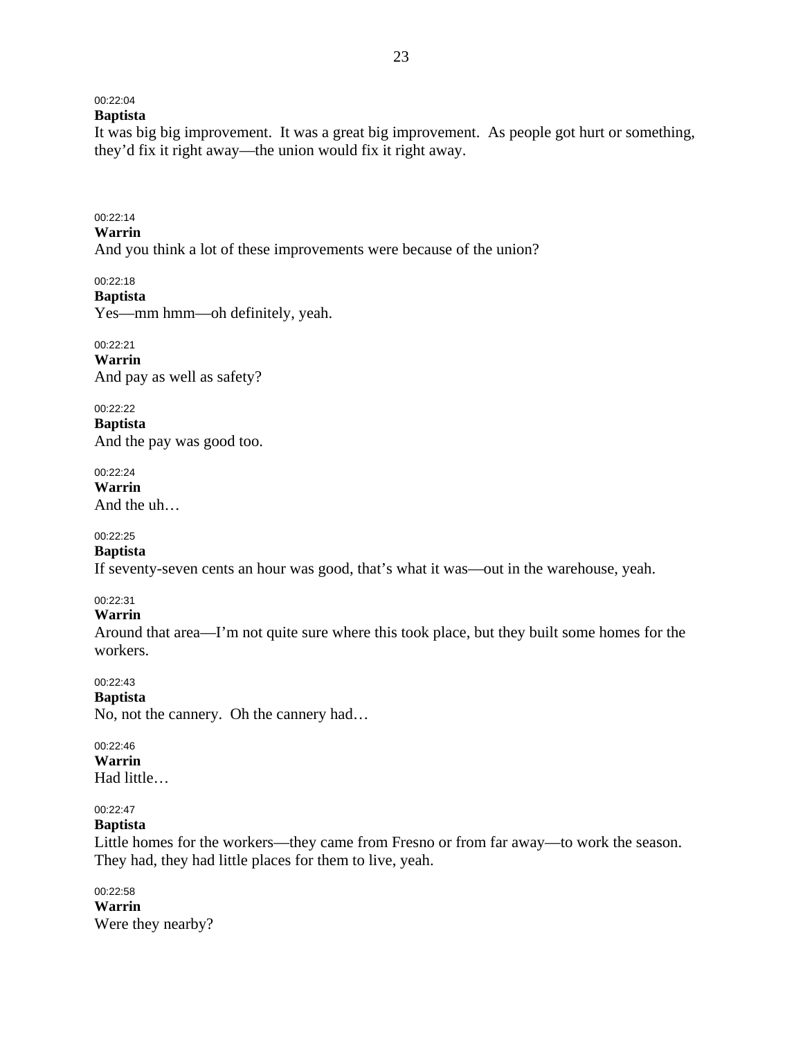00:22:04

**Baptista**

It was big big improvement. It was a great big improvement. As people got hurt or something, they'd fix it right away—the union would fix it right away.

00:22:14

**Warrin**

And you think a lot of these improvements were because of the union?

00:22:18

**Baptista**

Yes—mm hmm—oh definitely, yeah.

00:22:21

**Warrin**

And pay as well as safety?

00:22:22

**Baptista**

And the pay was good too.

00:22:24

**Warrin**

And the uh…

00:22:25

**Baptista**

If seventy-seven cents an hour was good, that's what it was—out in the warehouse, yeah.

00:22:31

**Warrin**

Around that area—I'm not quite sure where this took place, but they built some homes for the workers.

00:22:43

**Baptista**

No, not the cannery. Oh the cannery had…

00:22:46

**Warrin**

Had little…

00:22:47

**Baptista**

Little homes for the workers—they came from Fresno or from far away—to work the season. They had, they had little places for them to live, yeah.

00:22:58

**Warrin**

Were they nearby?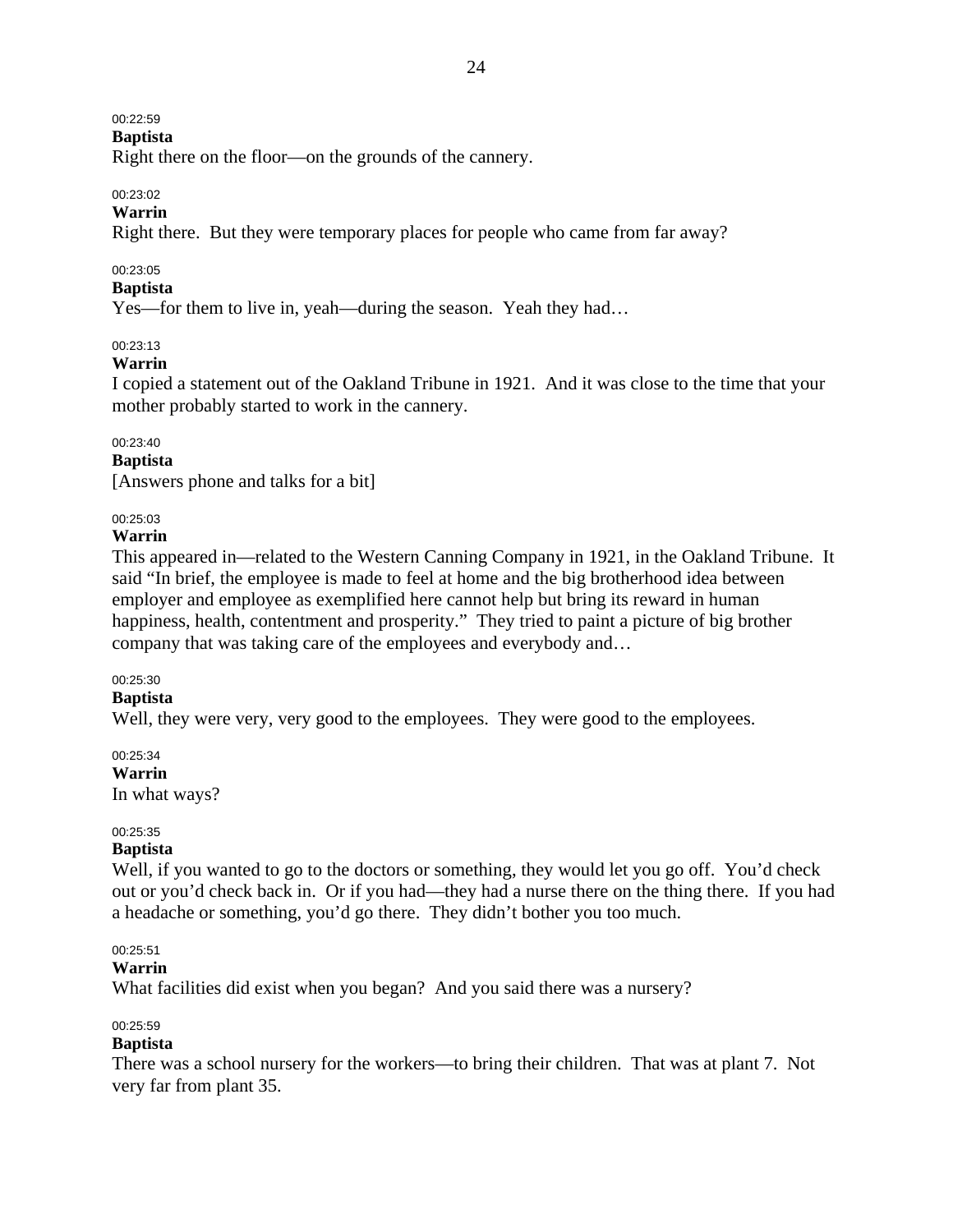00:22:59
**Baptista**
Right there on the floor—on the grounds of the cannery.

00:23:02
**Warrin**
Right there. But they were temporary places for people who came from far away?

00:23:05
**Baptista**
Yes—for them to live in, yeah—during the season. Yeah they had…

00:23:13
**Warrin**
I copied a statement out of the Oakland Tribune in 1921. And it was close to the time that your mother probably started to work in the cannery.

00:23:40
**Baptista**
[Answers phone and talks for a bit]

00:25:03
**Warrin**
This appeared in—related to the Western Canning Company in 1921, in the Oakland Tribune. It said "In brief, the employee is made to feel at home and the big brotherhood idea between employer and employee as exemplified here cannot help but bring its reward in human happiness, health, contentment and prosperity." They tried to paint a picture of big brother company that was taking care of the employees and everybody and…

00:25:30
**Baptista**
Well, they were very, very good to the employees. They were good to the employees.

00:25:34
**Warrin**
In what ways?

00:25:35
**Baptista**
Well, if you wanted to go to the doctors or something, they would let you go off. You'd check out or you'd check back in. Or if you had—they had a nurse there on the thing there. If you had a headache or something, you'd go there. They didn't bother you too much.

00:25:51
**Warrin**
What facilities did exist when you began? And you said there was a nursery?

00:25:59
**Baptista**
There was a school nursery for the workers—to bring their children. That was at plant 7. Not very far from plant 35.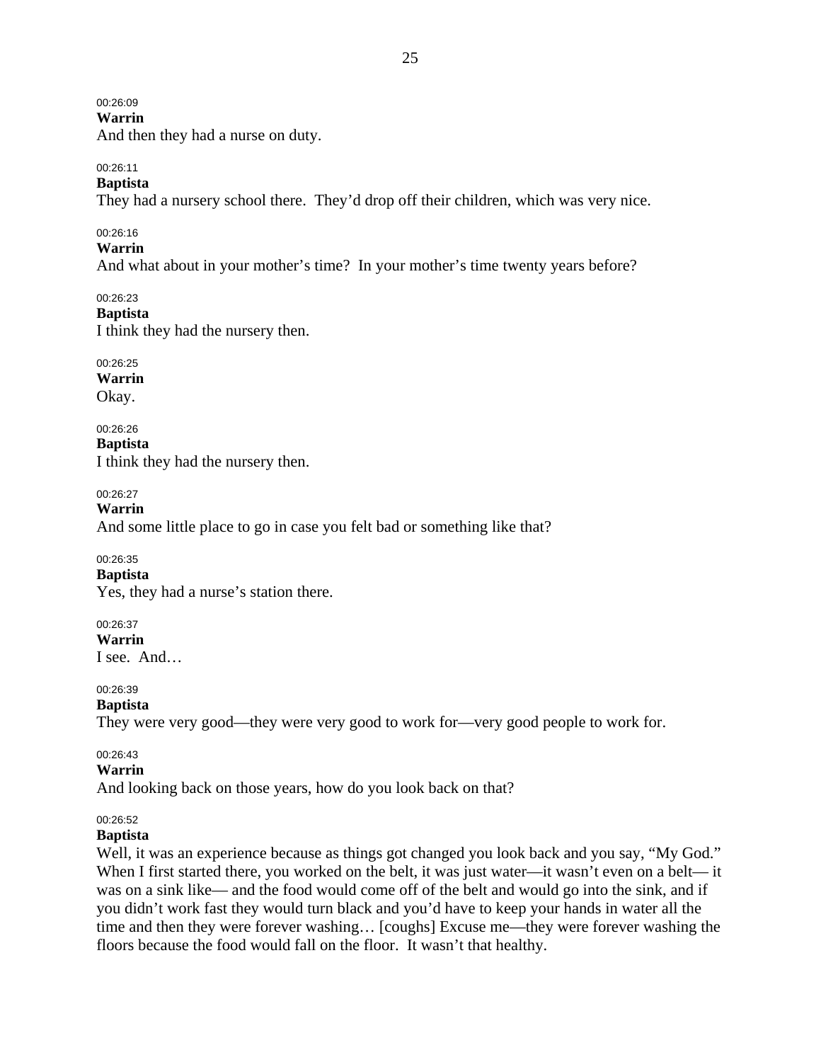00:26:09
**Warrin**
And then they had a nurse on duty.

00:26:11
**Baptista**
They had a nursery school there. They'd drop off their children, which was very nice.

00:26:16
**Warrin**
And what about in your mother's time? In your mother's time twenty years before?

00:26:23
**Baptista**
I think they had the nursery then.

00:26:25
**Warrin**
Okay.

00:26:26
**Baptista**
I think they had the nursery then.

00:26:27
**Warrin**
And some little place to go in case you felt bad or something like that?

00:26:35
**Baptista**
Yes, they had a nurse's station there.

00:26:37
**Warrin**
I see. And…

00:26:39
**Baptista**
They were very good—they were very good to work for—very good people to work for.

00:26:43
**Warrin**
And looking back on those years, how do you look back on that?

00:26:52
**Baptista**
Well, it was an experience because as things got changed you look back and you say, "My God." When I first started there, you worked on the belt, it was just water—it wasn't even on a belt— it was on a sink like— and the food would come off of the belt and would go into the sink, and if you didn't work fast they would turn black and you'd have to keep your hands in water all the time and then they were forever washing… [coughs] Excuse me—they were forever washing the floors because the food would fall on the floor. It wasn't that healthy.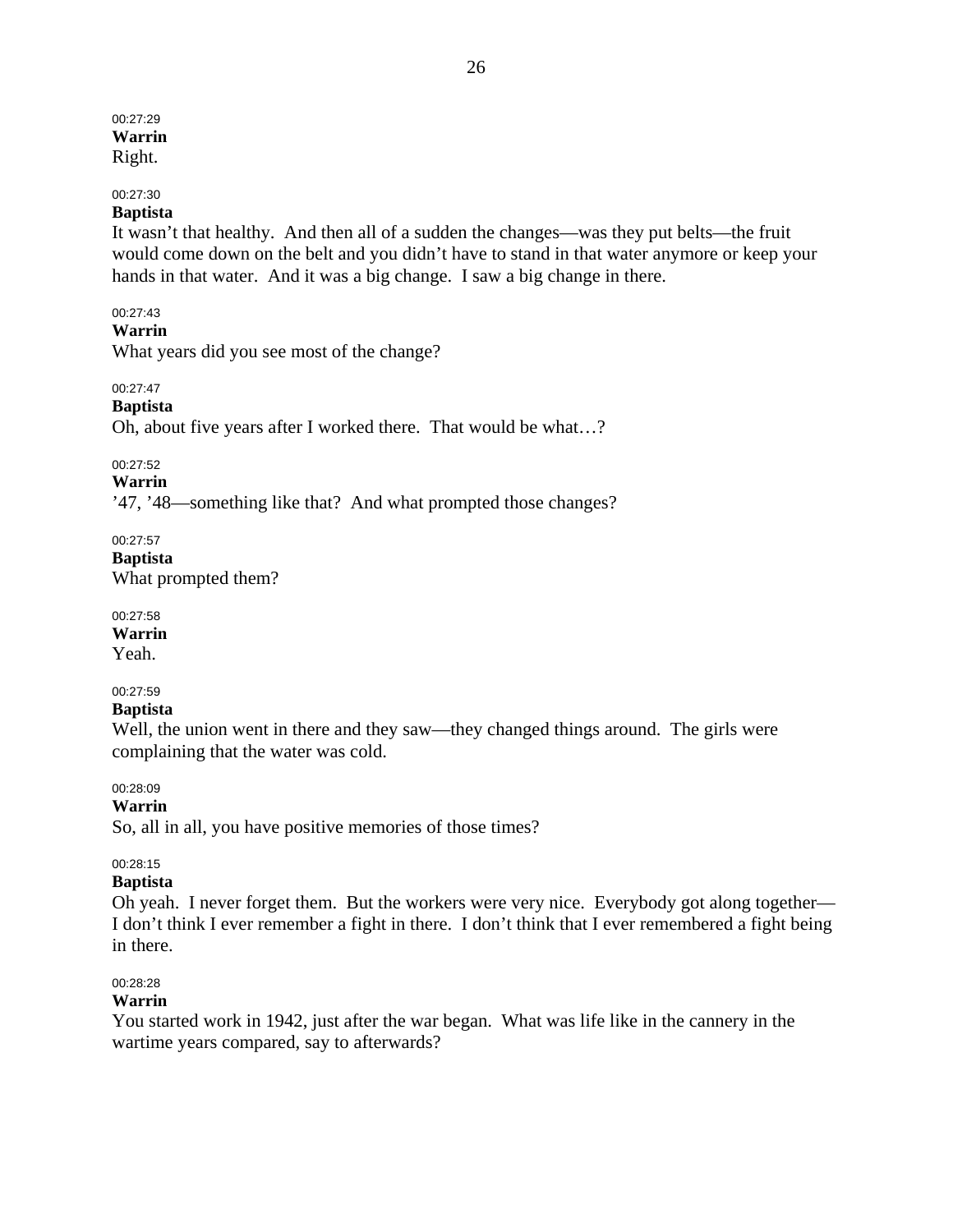00:27:29
**Warrin**
Right.

00:27:30
**Baptista**
It wasn’t that healthy. And then all of a sudden the changes—was they put belts—the fruit would come down on the belt and you didn’t have to stand in that water anymore or keep your hands in that water. And it was a big change. I saw a big change in there.

00:27:43
**Warrin**
What years did you see most of the change?

00:27:47
**Baptista**
Oh, about five years after I worked there. That would be what…?

00:27:52
**Warrin**
’47, ’48—something like that? And what prompted those changes?

00:27:57
**Baptista**
What prompted them?

00:27:58
**Warrin**
Yeah.

00:27:59
**Baptista**
Well, the union went in there and they saw—they changed things around. The girls were complaining that the water was cold.

00:28:09
**Warrin**
So, all in all, you have positive memories of those times?

00:28:15
**Baptista**
Oh yeah. I never forget them. But the workers were very nice. Everybody got along together—I don’t think I ever remember a fight in there. I don’t think that I ever remembered a fight being in there.

00:28:28
**Warrin**
You started work in 1942, just after the war began. What was life like in the cannery in the wartime years compared, say to afterwards?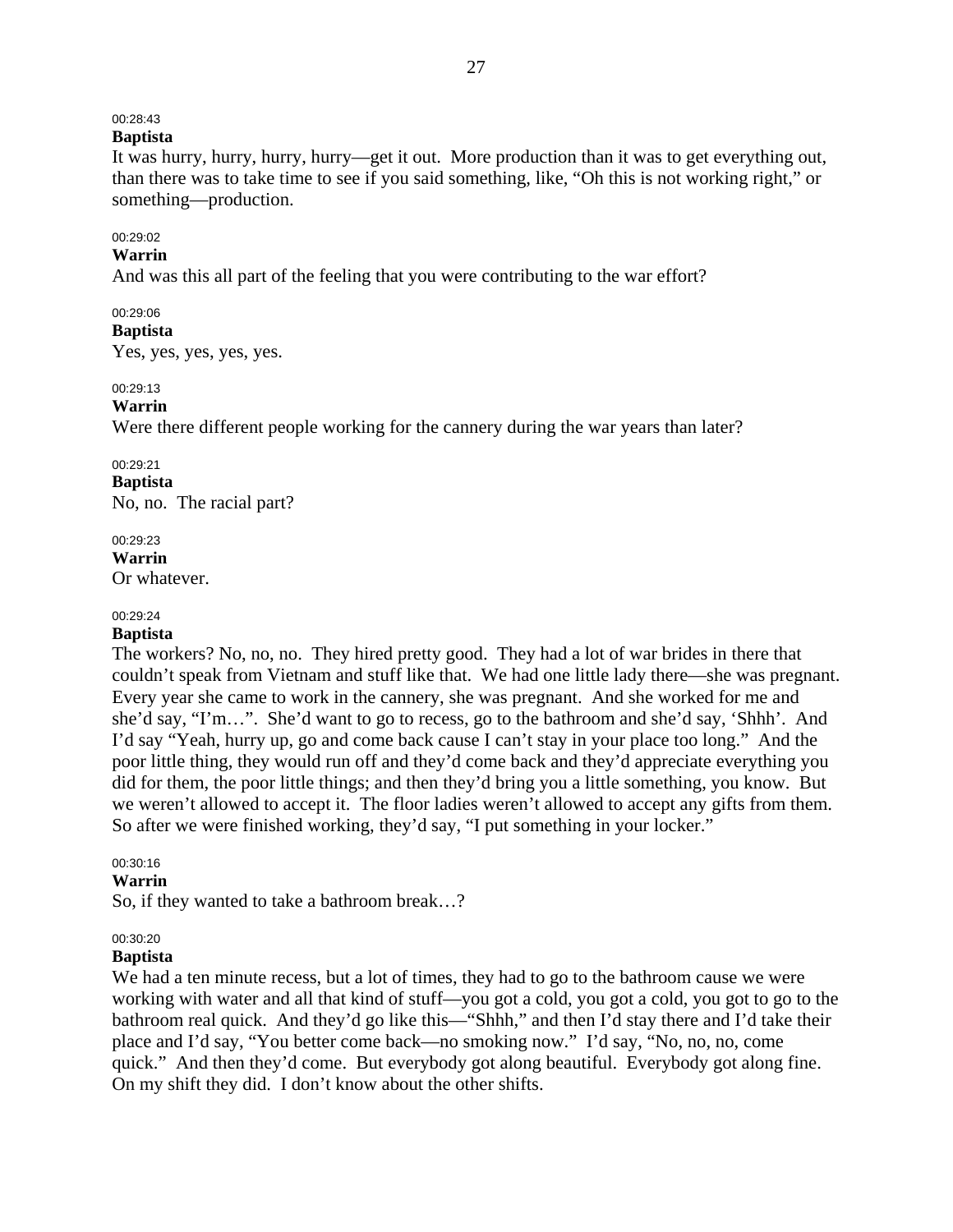00:28:43

**Baptista**

It was hurry, hurry, hurry, hurry—get it out. More production than it was to get everything out, than there was to take time to see if you said something, like, "Oh this is not working right," or something—production.

00:29:02

**Warrin**

And was this all part of the feeling that you were contributing to the war effort?

00:29:06

**Baptista**

Yes, yes, yes, yes, yes.

00:29:13

**Warrin**

Were there different people working for the cannery during the war years than later?

00:29:21

**Baptista**

No, no. The racial part?

00:29:23

**Warrin**

Or whatever.

00:29:24

**Baptista**

The workers? No, no, no. They hired pretty good. They had a lot of war brides in there that couldn't speak from Vietnam and stuff like that. We had one little lady there—she was pregnant. Every year she came to work in the cannery, she was pregnant. And she worked for me and she'd say, "I'm…". She'd want to go to recess, go to the bathroom and she'd say, 'Shhh'. And I'd say "Yeah, hurry up, go and come back cause I can't stay in your place too long." And the poor little thing, they would run off and they'd come back and they'd appreciate everything you did for them, the poor little things; and then they'd bring you a little something, you know. But we weren't allowed to accept it. The floor ladies weren't allowed to accept any gifts from them. So after we were finished working, they'd say, "I put something in your locker."

00:30:16

**Warrin**

So, if they wanted to take a bathroom break…?

00:30:20

**Baptista**

We had a ten minute recess, but a lot of times, they had to go to the bathroom cause we were working with water and all that kind of stuff—you got a cold, you got a cold, you got to go to the bathroom real quick. And they'd go like this—"Shhh," and then I'd stay there and I'd take their place and I'd say, "You better come back—no smoking now." I'd say, "No, no, no, come quick." And then they'd come. But everybody got along beautiful. Everybody got along fine. On my shift they did. I don't know about the other shifts.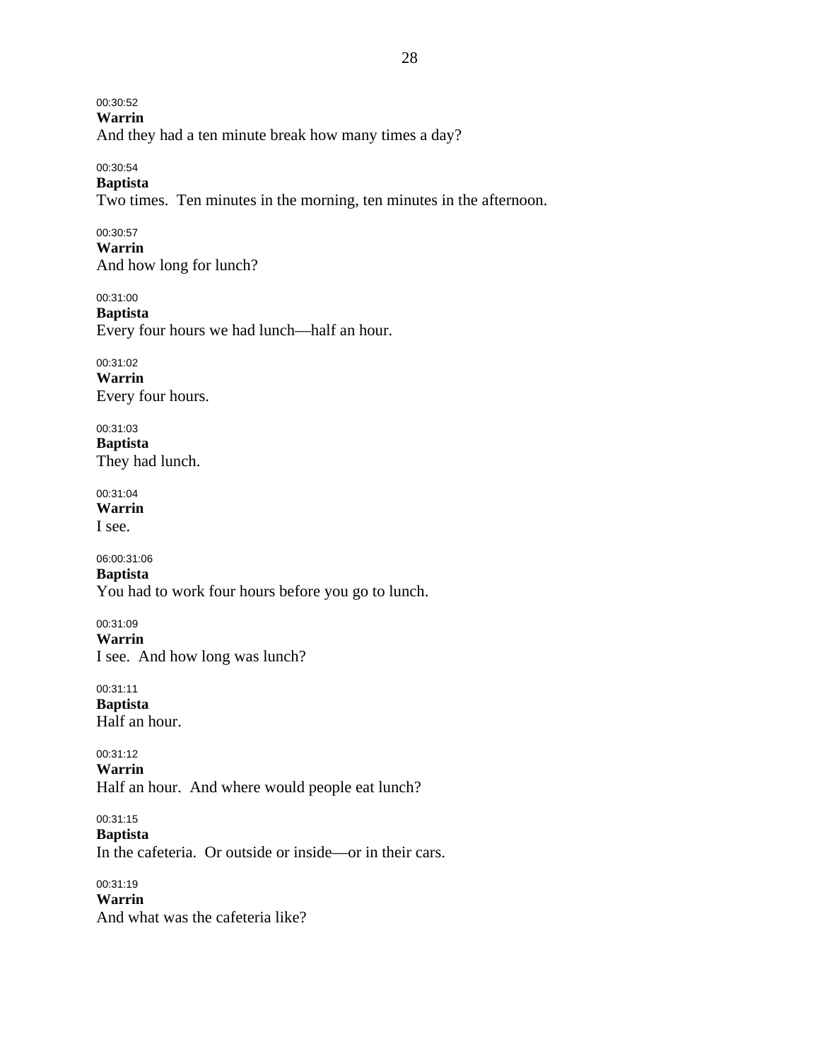00:30:52
**Warrin**
And they had a ten minute break how many times a day?

00:30:54
**Baptista**
Two times. Ten minutes in the morning, ten minutes in the afternoon.

00:30:57
**Warrin**
And how long for lunch?

00:31:00
**Baptista**
Every four hours we had lunch—half an hour.

00:31:02
**Warrin**
Every four hours.

00:31:03
**Baptista**
They had lunch.

00:31:04
**Warrin**
I see.

06:00:31:06
**Baptista**
You had to work four hours before you go to lunch.

00:31:09
**Warrin**
I see. And how long was lunch?

00:31:11
**Baptista**
Half an hour.

00:31:12
**Warrin**
Half an hour. And where would people eat lunch?

00:31:15
**Baptista**
In the cafeteria. Or outside or inside—or in their cars.

00:31:19
**Warrin**
And what was the cafeteria like?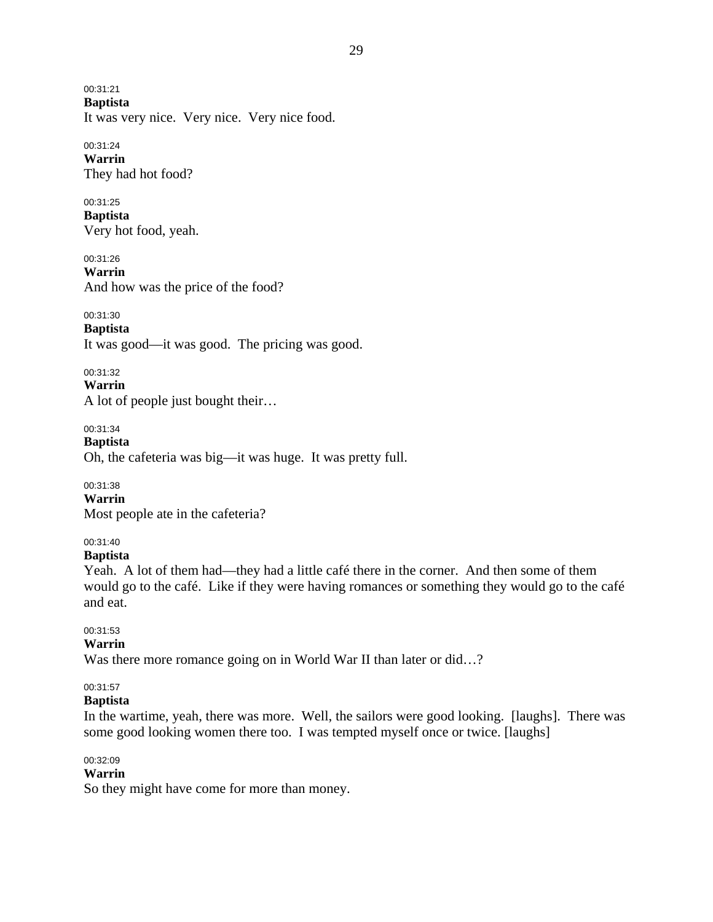00:31:21
**Baptista**
It was very nice. Very nice. Very nice food.

00:31:24
**Warrin**
They had hot food?

00:31:25
**Baptista**
Very hot food, yeah.

00:31:26
**Warrin**
And how was the price of the food?

00:31:30
**Baptista**
It was good—it was good. The pricing was good.

00:31:32
**Warrin**
A lot of people just bought their…

00:31:34
**Baptista**
Oh, the cafeteria was big—it was huge. It was pretty full.

00:31:38
**Warrin**
Most people ate in the cafeteria?

00:31:40
**Baptista**
Yeah. A lot of them had—they had a little café there in the corner. And then some of them would go to the café. Like if they were having romances or something they would go to the café and eat.

00:31:53
**Warrin**
Was there more romance going on in World War II than later or did…?

00:31:57
**Baptista**
In the wartime, yeah, there was more. Well, the sailors were good looking. [laughs]. There was some good looking women there too. I was tempted myself once or twice. [laughs]

00:32:09
**Warrin**
So they might have come for more than money.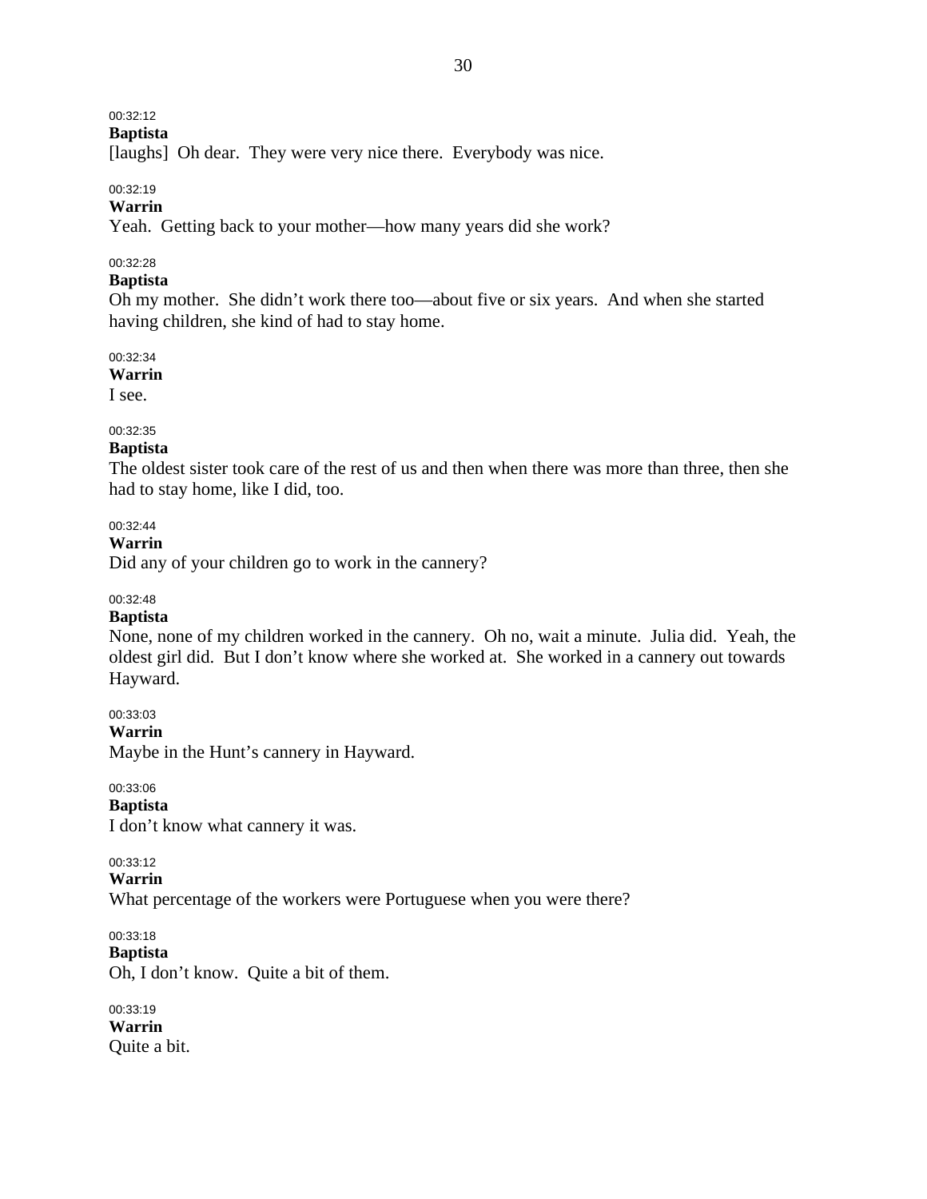00:32:12
**Baptista**
[laughs] Oh dear. They were very nice there. Everybody was nice.

00:32:19
**Warrin**
Yeah. Getting back to your mother—how many years did she work?

00:32:28
**Baptista**
Oh my mother. She didn't work there too—about five or six years. And when she started having children, she kind of had to stay home.

00:32:34
**Warrin**
I see.

00:32:35
**Baptista**
The oldest sister took care of the rest of us and then when there was more than three, then she had to stay home, like I did, too.

00:32:44
**Warrin**
Did any of your children go to work in the cannery?

00:32:48
**Baptista**
None, none of my children worked in the cannery. Oh no, wait a minute. Julia did. Yeah, the oldest girl did. But I don't know where she worked at. She worked in a cannery out towards Hayward.

00:33:03
**Warrin**
Maybe in the Hunt's cannery in Hayward.

00:33:06
**Baptista**
I don't know what cannery it was.

00:33:12
**Warrin**
What percentage of the workers were Portuguese when you were there?

00:33:18
**Baptista**
Oh, I don't know. Quite a bit of them.

00:33:19
**Warrin**
Quite a bit.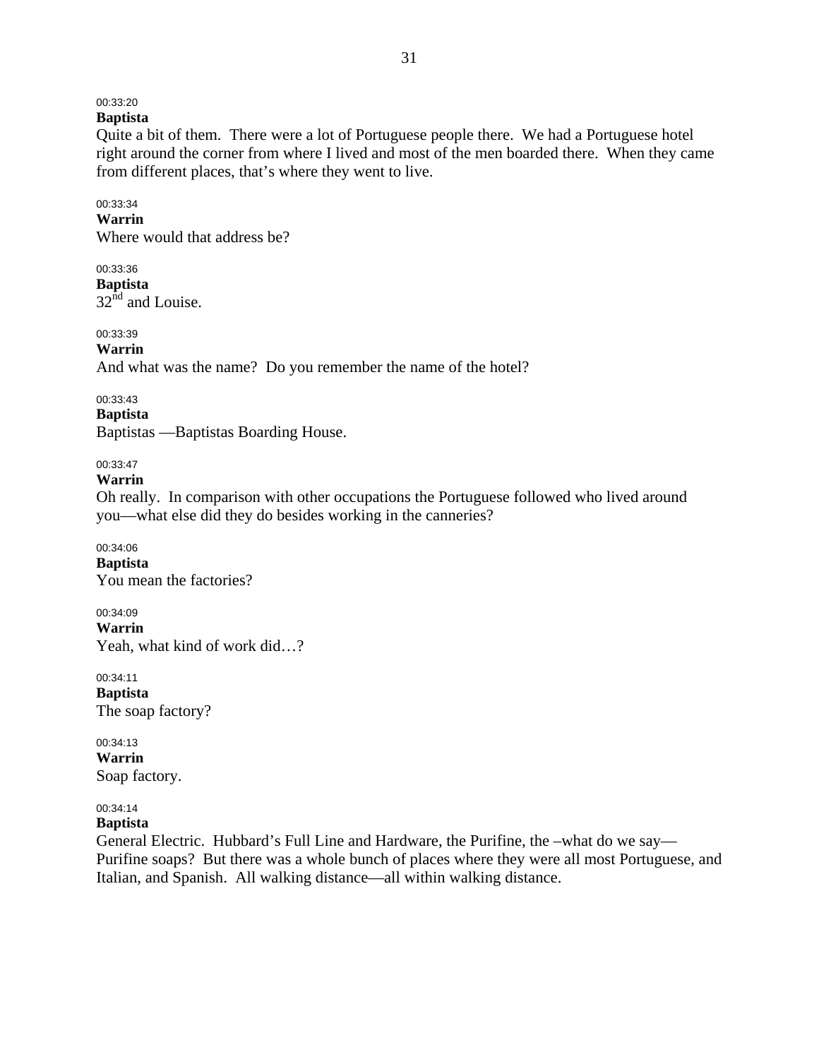00:33:20

**Baptista**

Quite a bit of them. There were a lot of Portuguese people there. We had a Portuguese hotel right around the corner from where I lived and most of the men boarded there. When they came from different places, that's where they went to live.

00:33:34

**Warrin**

Where would that address be?

00:33:36

**Baptista**

32nd and Louise.

00:33:39

**Warrin**

And what was the name? Do you remember the name of the hotel?

00:33:43

**Baptista**

Baptistas —Baptistas Boarding House.

00:33:47

**Warrin**

Oh really. In comparison with other occupations the Portuguese followed who lived around you—what else did they do besides working in the canneries?

00:34:06

**Baptista**

You mean the factories?

00:34:09

**Warrin**

Yeah, what kind of work did…?

00:34:11

**Baptista**

The soap factory?

00:34:13

**Warrin**

Soap factory.

00:34:14

**Baptista**

General Electric. Hubbard's Full Line and Hardware, the Purifine, the –what do we say—Purifine soaps? But there was a whole bunch of places where they were all most Portuguese, and Italian, and Spanish. All walking distance—all within walking distance.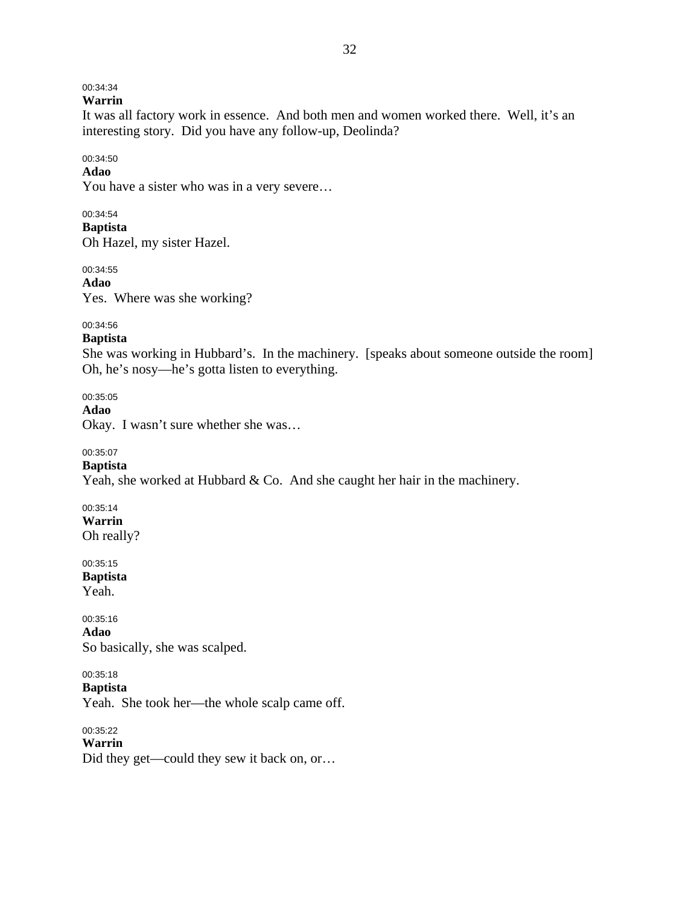00:34:34
**Warrin**
It was all factory work in essence. And both men and women worked there. Well, it's an interesting story. Did you have any follow-up, Deolinda?

00:34:50
**Adao**
You have a sister who was in a very severe…

00:34:54
**Baptista**
Oh Hazel, my sister Hazel.

00:34:55
**Adao**
Yes. Where was she working?

00:34:56
**Baptista**
She was working in Hubbard's. In the machinery. [speaks about someone outside the room] Oh, he's nosy—he's gotta listen to everything.

00:35:05
**Adao**
Okay. I wasn't sure whether she was…

00:35:07
**Baptista**
Yeah, she worked at Hubbard & Co. And she caught her hair in the machinery.

00:35:14
**Warrin**
Oh really?

00:35:15
**Baptista**
Yeah.

00:35:16
**Adao**
So basically, she was scalped.

00:35:18
**Baptista**
Yeah. She took her—the whole scalp came off.

00:35:22
**Warrin**
Did they get—could they sew it back on, or…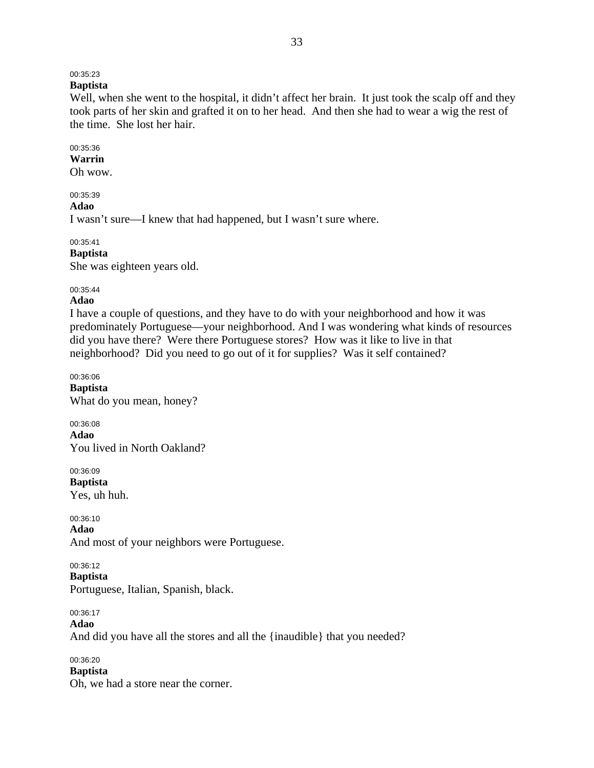00:35:23
**Baptista**
Well, when she went to the hospital, it didn't affect her brain. It just took the scalp off and they took parts of her skin and grafted it on to her head. And then she had to wear a wig the rest of the time. She lost her hair.

00:35:36
**Warrin**
Oh wow.

00:35:39
**Adao**
I wasn't sure—I knew that had happened, but I wasn't sure where.

00:35:41
**Baptista**
She was eighteen years old.

00:35:44
**Adao**
I have a couple of questions, and they have to do with your neighborhood and how it was predominately Portuguese—your neighborhood. And I was wondering what kinds of resources did you have there? Were there Portuguese stores? How was it like to live in that neighborhood? Did you need to go out of it for supplies? Was it self contained?

00:36:06
**Baptista**
What do you mean, honey?

00:36:08
**Adao**
You lived in North Oakland?

00:36:09
**Baptista**
Yes, uh huh.

00:36:10
**Adao**
And most of your neighbors were Portuguese.

00:36:12
**Baptista**
Portuguese, Italian, Spanish, black.

00:36:17
**Adao**
And did you have all the stores and all the {inaudible} that you needed?

00:36:20
**Baptista**
Oh, we had a store near the corner.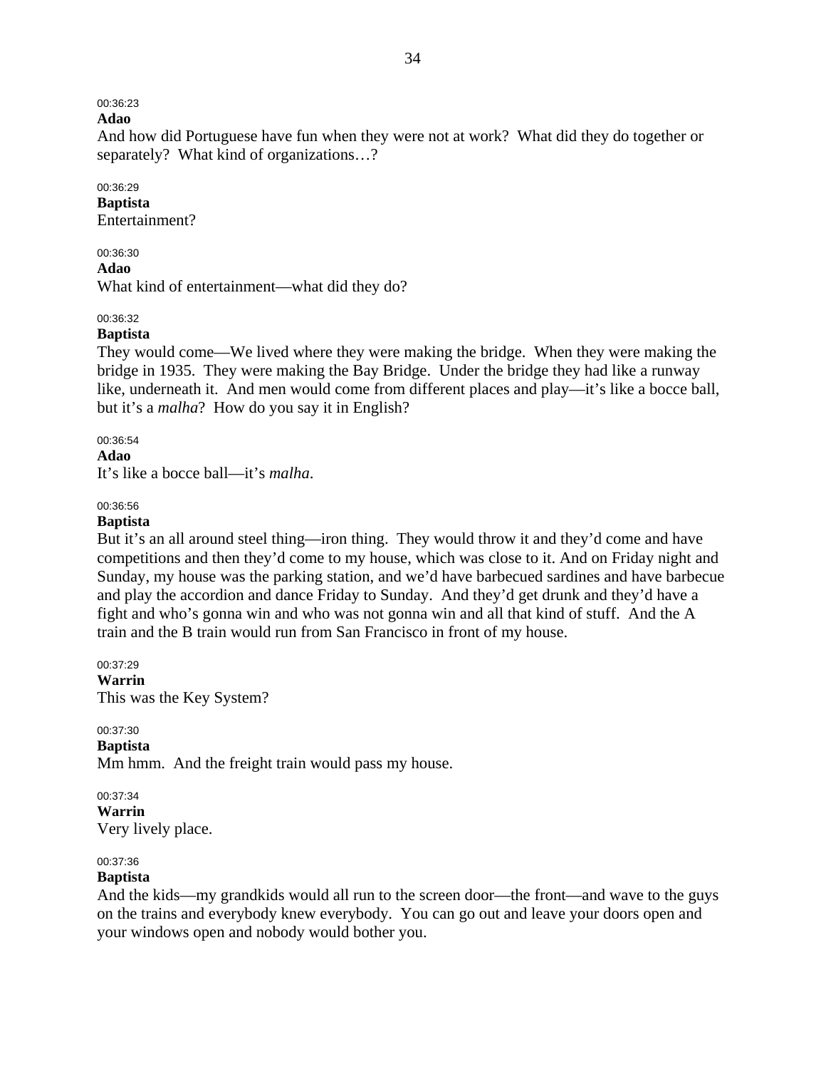00:36:23

**Adao**

And how did Portuguese have fun when they were not at work? What did they do together or separately? What kind of organizations…?

00:36:29

**Baptista**

Entertainment?

00:36:30

**Adao**

What kind of entertainment—what did they do?

00:36:32

**Baptista**

They would come—We lived where they were making the bridge. When they were making the bridge in 1935. They were making the Bay Bridge. Under the bridge they had like a runway like, underneath it. And men would come from different places and play—it's like a bocce ball, but it's a *malha*? How do you say it in English?

00:36:54

**Adao**

It's like a bocce ball—it's *malha*.

00:36:56

**Baptista**

But it's an all around steel thing—iron thing. They would throw it and they'd come and have competitions and then they'd come to my house, which was close to it. And on Friday night and Sunday, my house was the parking station, and we'd have barbecued sardines and have barbecue and play the accordion and dance Friday to Sunday. And they'd get drunk and they'd have a fight and who's gonna win and who was not gonna win and all that kind of stuff. And the A train and the B train would run from San Francisco in front of my house.

00:37:29

**Warrin**

This was the Key System?

00:37:30

**Baptista**

Mm hmm. And the freight train would pass my house.

00:37:34

**Warrin**

Very lively place.

00:37:36

**Baptista**

And the kids—my grandkids would all run to the screen door—the front—and wave to the guys on the trains and everybody knew everybody. You can go out and leave your doors open and your windows open and nobody would bother you.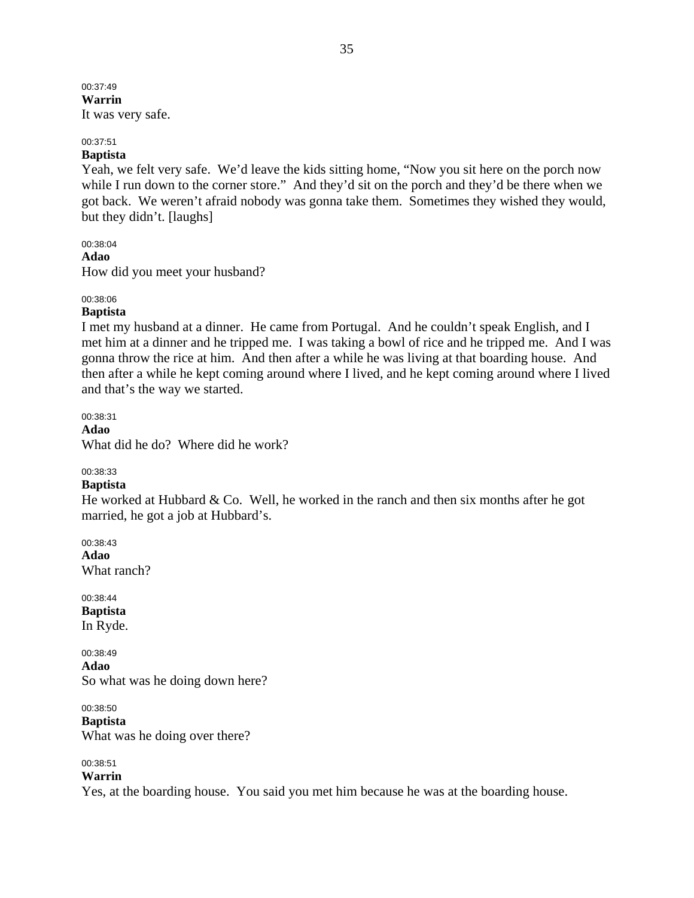00:37:49
**Warrin**
It was very safe.

00:37:51
**Baptista**
Yeah, we felt very safe. We'd leave the kids sitting home, "Now you sit here on the porch now while I run down to the corner store." And they'd sit on the porch and they'd be there when we got back. We weren't afraid nobody was gonna take them. Sometimes they wished they would, but they didn't. [laughs]

00:38:04
**Adao**
How did you meet your husband?

00:38:06
**Baptista**
I met my husband at a dinner. He came from Portugal. And he couldn't speak English, and I met him at a dinner and he tripped me. I was taking a bowl of rice and he tripped me. And I was gonna throw the rice at him. And then after a while he was living at that boarding house. And then after a while he kept coming around where I lived, and he kept coming around where I lived and that's the way we started.

00:38:31
**Adao**
What did he do? Where did he work?

00:38:33
**Baptista**
He worked at Hubbard & Co. Well, he worked in the ranch and then six months after he got married, he got a job at Hubbard's.

00:38:43
**Adao**
What ranch?

00:38:44
**Baptista**
In Ryde.

00:38:49
**Adao**
So what was he doing down here?

00:38:50
**Baptista**
What was he doing over there?

00:38:51
**Warrin**
Yes, at the boarding house. You said you met him because he was at the boarding house.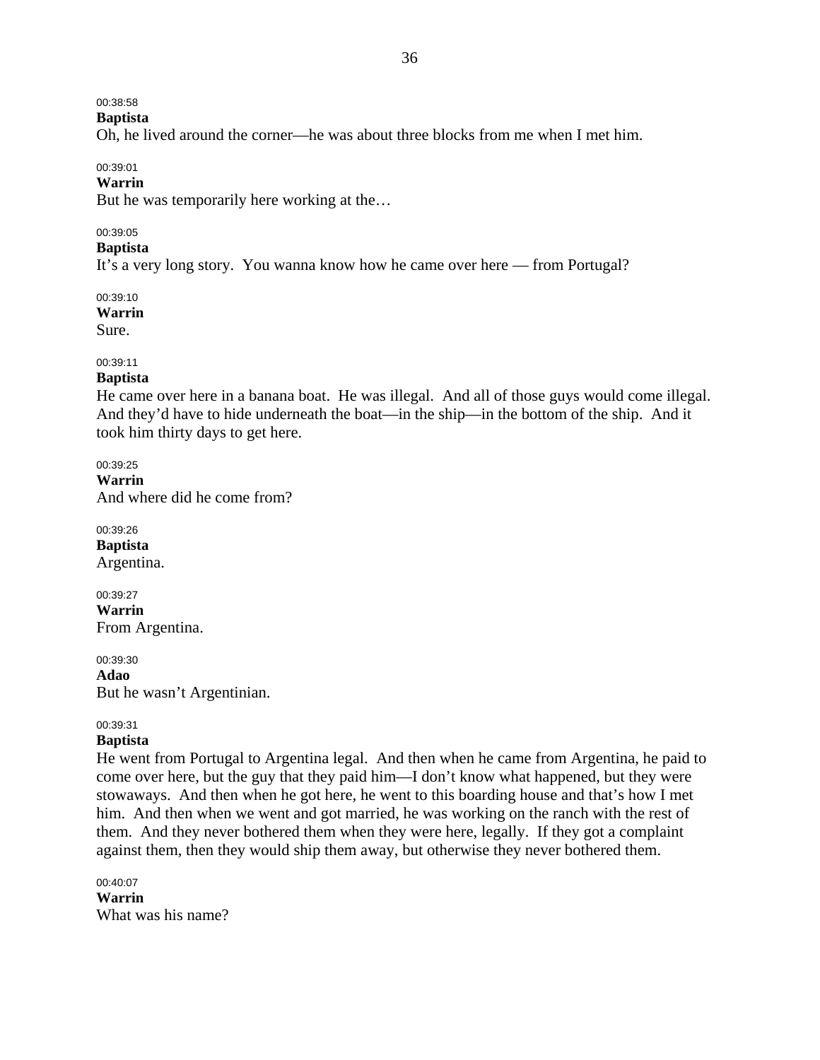00:38:58
**Baptista**
Oh, he lived around the corner—he was about three blocks from me when I met him.

00:39:01
**Warrin**
But he was temporarily here working at the…

00:39:05
**Baptista**
It's a very long story. You wanna know how he came over here — from Portugal?

00:39:10
**Warrin**
Sure.

00:39:11
**Baptista**
He came over here in a banana boat. He was illegal. And all of those guys would come illegal. And they'd have to hide underneath the boat—in the ship—in the bottom of the ship. And it took him thirty days to get here.

00:39:25
**Warrin**
And where did he come from?

00:39:26
**Baptista**
Argentina.

00:39:27
**Warrin**
From Argentina.

00:39:30
**Adao**
But he wasn't Argentinian.

00:39:31
**Baptista**
He went from Portugal to Argentina legal. And then when he came from Argentina, he paid to come over here, but the guy that they paid him—I don't know what happened, but they were stowaways. And then when he got here, he went to this boarding house and that's how I met him. And then when we went and got married, he was working on the ranch with the rest of them. And they never bothered them when they were here, legally. If they got a complaint against them, then they would ship them away, but otherwise they never bothered them.

00:40:07
**Warrin**
What was his name?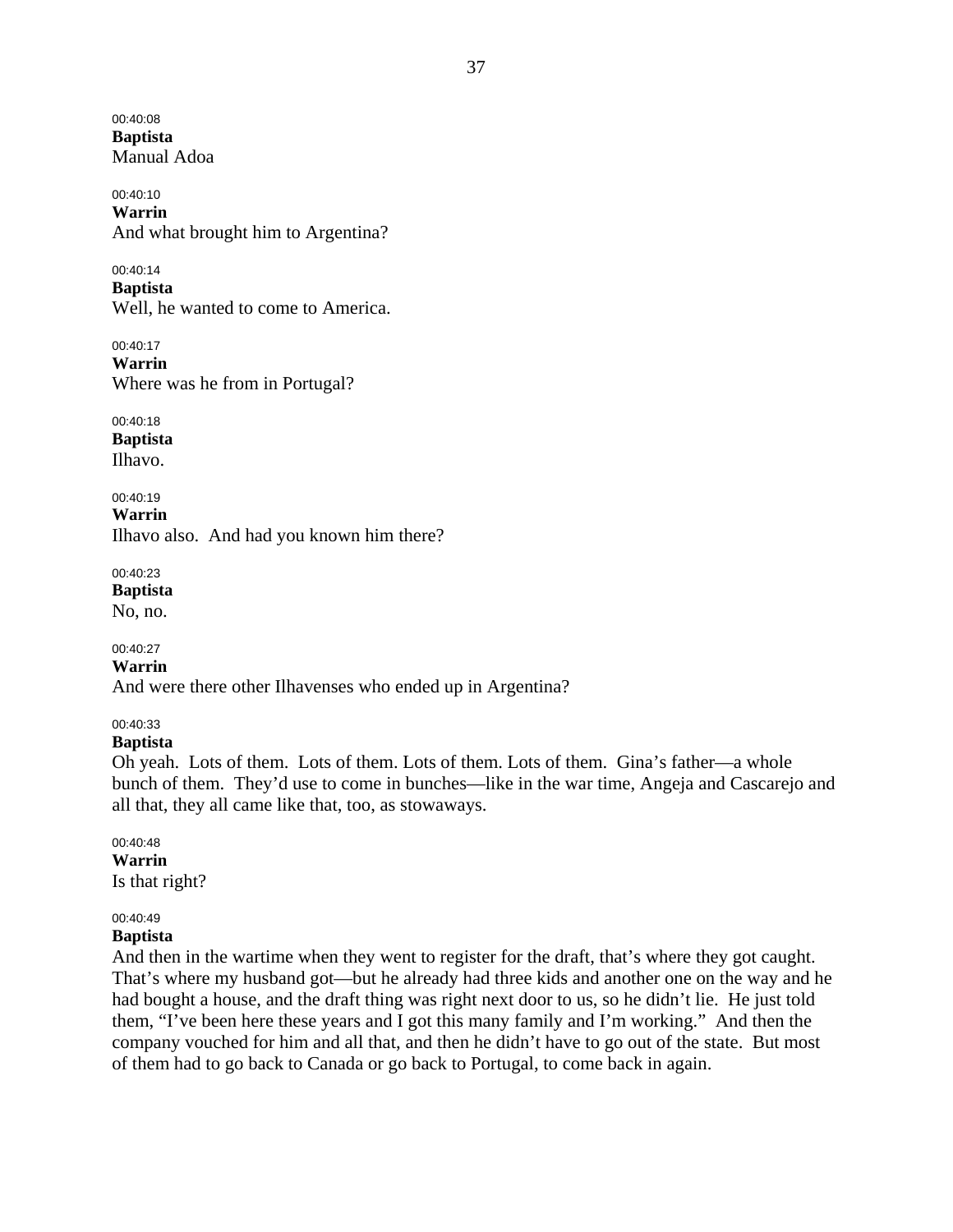00:40:08
**Baptista**
Manual Adoa

00:40:10
**Warrin**
And what brought him to Argentina?

00:40:14
**Baptista**
Well, he wanted to come to America.

00:40:17
**Warrin**
Where was he from in Portugal?

00:40:18
**Baptista**
Ilhavo.

00:40:19
**Warrin**
Ilhavo also. And had you known him there?

00:40:23
**Baptista**
No, no.

00:40:27
**Warrin**
And were there other Ilhavenses who ended up in Argentina?

00:40:33
**Baptista**
Oh yeah. Lots of them. Lots of them. Lots of them. Lots of them. Gina's father—a whole bunch of them. They'd use to come in bunches—like in the war time, Angeja and Cascarejo and all that, they all came like that, too, as stowaways.

00:40:48
**Warrin**
Is that right?

00:40:49
**Baptista**
And then in the wartime when they went to register for the draft, that's where they got caught. That's where my husband got—but he already had three kids and another one on the way and he had bought a house, and the draft thing was right next door to us, so he didn't lie. He just told them, "I've been here these years and I got this many family and I'm working." And then the company vouched for him and all that, and then he didn't have to go out of the state. But most of them had to go back to Canada or go back to Portugal, to come back in again.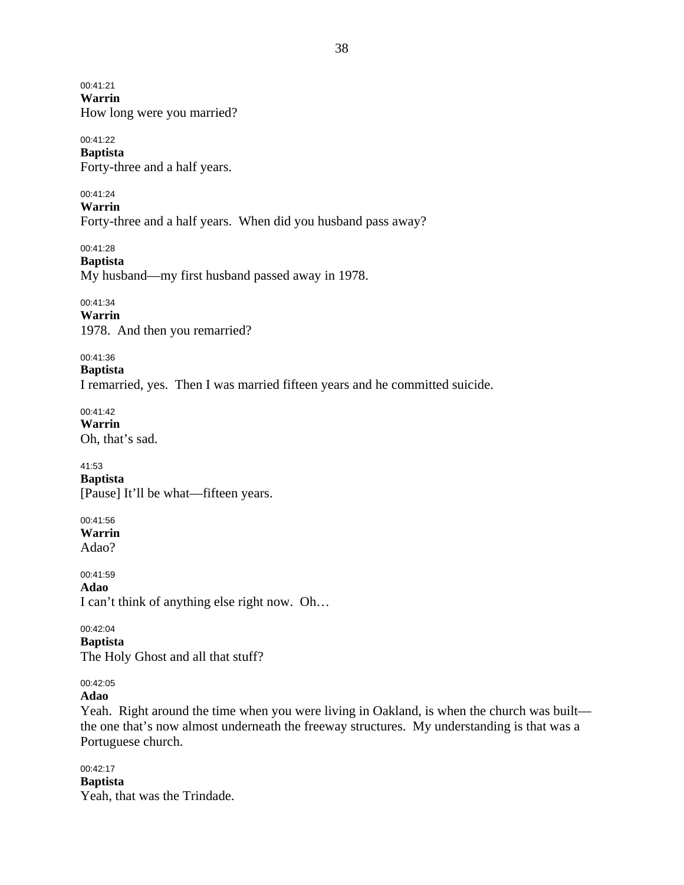00:41:21
**Warrin**
How long were you married?

00:41:22
**Baptista**
Forty-three and a half years.

00:41:24
**Warrin**
Forty-three and a half years.  When did you husband pass away?

00:41:28
**Baptista**
My husband—my first husband passed away in 1978.

00:41:34
**Warrin**
1978.  And then you remarried?

00:41:36
**Baptista**
I remarried, yes.  Then I was married fifteen years and he committed suicide.

00:41:42
**Warrin**
Oh, that's sad.

41:53
**Baptista**
[Pause] It'll be what—fifteen years.

00:41:56
**Warrin**
Adao?

00:41:59
**Adao**
I can't think of anything else right now.  Oh…

00:42:04
**Baptista**
The Holy Ghost and all that stuff?

00:42:05
**Adao**
Yeah.  Right around the time when you were living in Oakland, is when the church was built—the one that's now almost underneath the freeway structures.  My understanding is that was a Portuguese church.

00:42:17
**Baptista**
Yeah, that was the Trindade.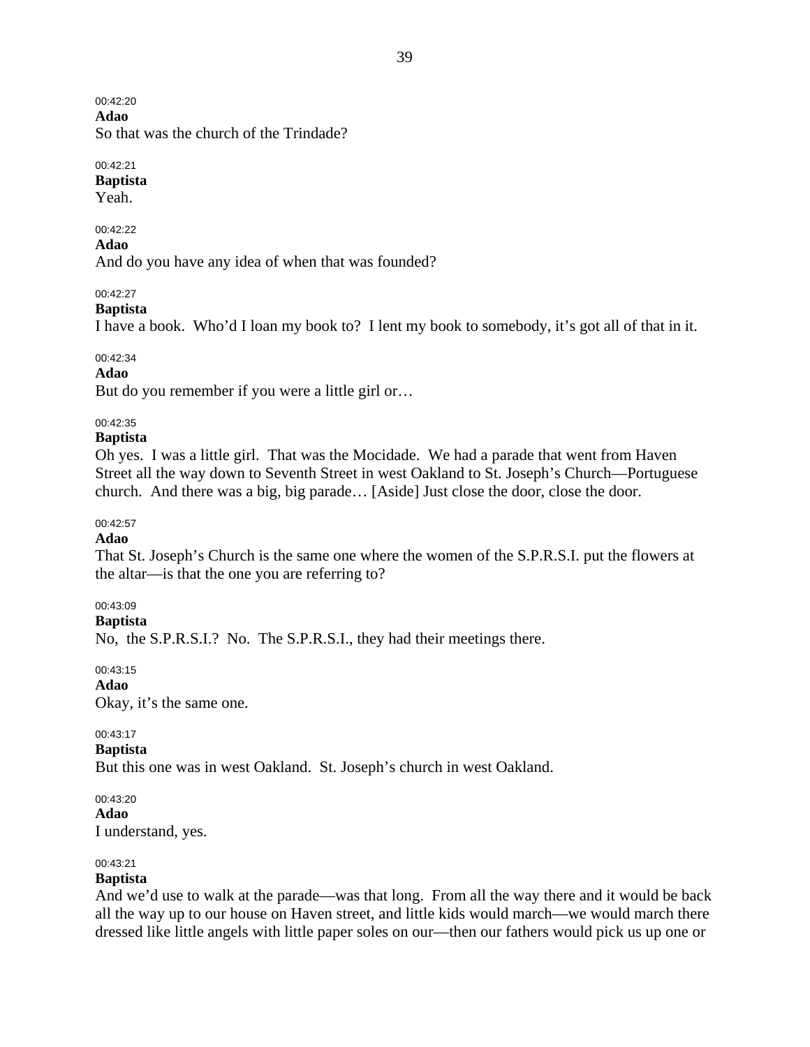00:42:20
**Adao**
So that was the church of the Trindade?

00:42:21
**Baptista**
Yeah.

00:42:22
**Adao**
And do you have any idea of when that was founded?

00:42:27
**Baptista**
I have a book. Who'd I loan my book to? I lent my book to somebody, it's got all of that in it.

00:42:34
**Adao**
But do you remember if you were a little girl or…

00:42:35
**Baptista**
Oh yes. I was a little girl. That was the Mocidade. We had a parade that went from Haven Street all the way down to Seventh Street in west Oakland to St. Joseph's Church—Portuguese church. And there was a big, big parade… [Aside] Just close the door, close the door.

00:42:57
**Adao**
That St. Joseph's Church is the same one where the women of the S.P.R.S.I. put the flowers at the altar—is that the one you are referring to?

00:43:09
**Baptista**
No, the S.P.R.S.I.? No. The S.P.R.S.I., they had their meetings there.

00:43:15
**Adao**
Okay, it's the same one.

00:43:17
**Baptista**
But this one was in west Oakland. St. Joseph's church in west Oakland.

00:43:20
**Adao**
I understand, yes.

00:43:21
**Baptista**
And we'd use to walk at the parade—was that long. From all the way there and it would be back all the way up to our house on Haven street, and little kids would march—we would march there dressed like little angels with little paper soles on our—then our fathers would pick us up one or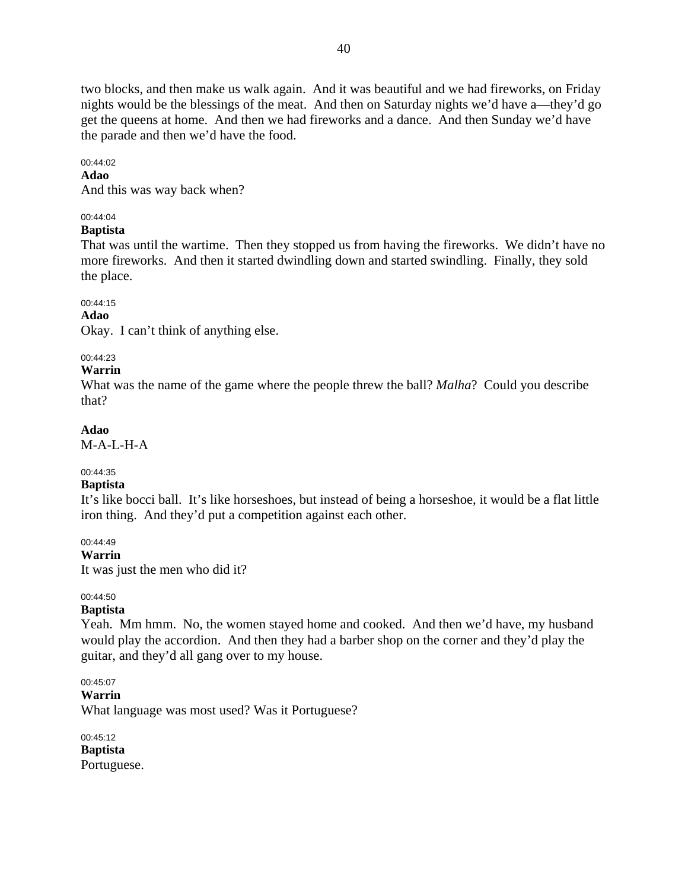two blocks, and then make us walk again. And it was beautiful and we had fireworks, on Friday nights would be the blessings of the meat. And then on Saturday nights we'd have a—they'd go get the queens at home. And then we had fireworks and a dance. And then Sunday we'd have the parade and then we'd have the food.

00:44:02
**Adao**
And this was way back when?

00:44:04
**Baptista**
That was until the wartime. Then they stopped us from having the fireworks. We didn't have no more fireworks. And then it started dwindling down and started swindling. Finally, they sold the place.

00:44:15
**Adao**
Okay. I can't think of anything else.

00:44:23
**Warrin**
What was the name of the game where the people threw the ball? *Malha*? Could you describe that?

**Adao**
M-A-L-H-A

00:44:35
**Baptista**
It's like bocci ball. It's like horseshoes, but instead of being a horseshoe, it would be a flat little iron thing. And they'd put a competition against each other.

00:44:49
**Warrin**
It was just the men who did it?

00:44:50
**Baptista**
Yeah. Mm hmm. No, the women stayed home and cooked. And then we'd have, my husband would play the accordion. And then they had a barber shop on the corner and they'd play the guitar, and they'd all gang over to my house.

00:45:07
**Warrin**
What language was most used? Was it Portuguese?

00:45:12
**Baptista**
Portuguese.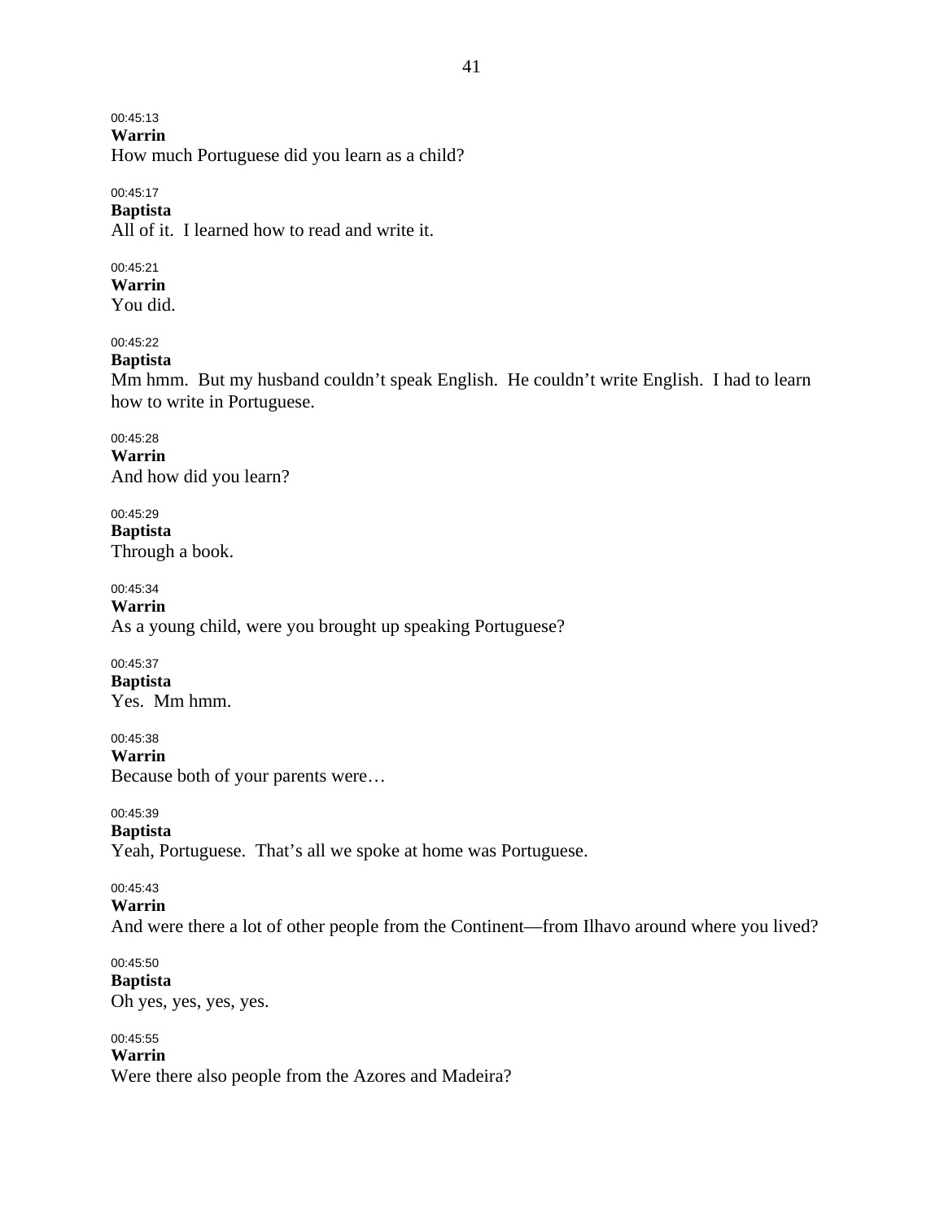00:45:13
**Warrin**
How much Portuguese did you learn as a child?

00:45:17
**Baptista**
All of it.  I learned how to read and write it.

00:45:21
**Warrin**
You did.

00:45:22
**Baptista**
Mm hmm.  But my husband couldn't speak English.  He couldn't write English.  I had to learn how to write in Portuguese.

00:45:28
**Warrin**
And how did you learn?

00:45:29
**Baptista**
Through a book.

00:45:34
**Warrin**
As a young child, were you brought up speaking Portuguese?

00:45:37
**Baptista**
Yes.  Mm hmm.

00:45:38
**Warrin**
Because both of your parents were…

00:45:39
**Baptista**
Yeah, Portuguese.  That's all we spoke at home was Portuguese.

00:45:43
**Warrin**
And were there a lot of other people from the Continent—from Ilhavo around where you lived?

00:45:50
**Baptista**
Oh yes, yes, yes, yes.

00:45:55
**Warrin**
Were there also people from the Azores and Madeira?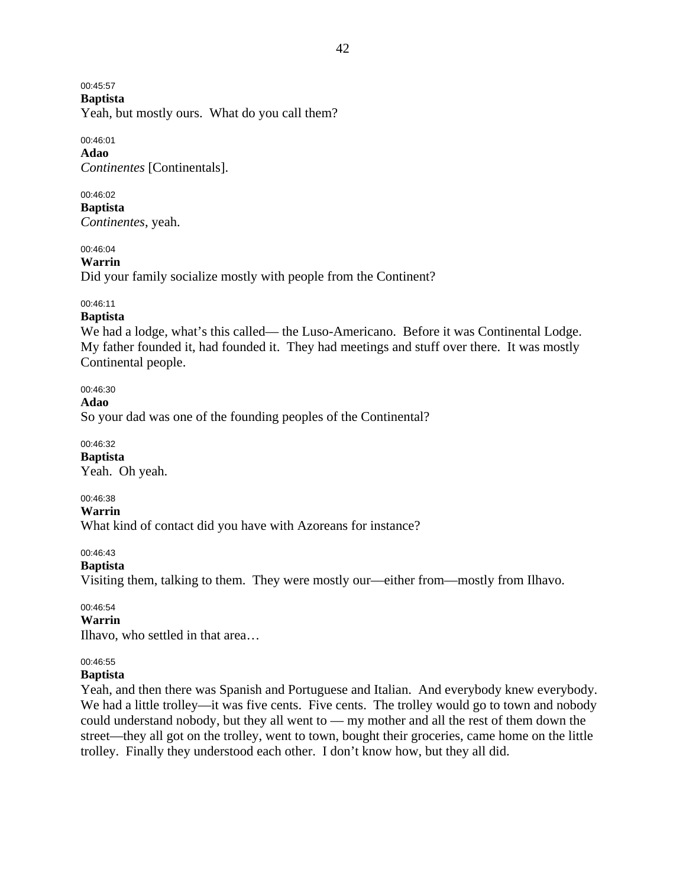00:45:57
**Baptista**
Yeah, but mostly ours. What do you call them?

00:46:01
**Adao**
*Continentes* [Continentals].

00:46:02
**Baptista**
*Continentes*, yeah.

00:46:04
**Warrin**
Did your family socialize mostly with people from the Continent?

00:46:11
**Baptista**
We had a lodge, what's this called— the Luso-Americano. Before it was Continental Lodge. My father founded it, had founded it. They had meetings and stuff over there. It was mostly Continental people.

00:46:30
**Adao**
So your dad was one of the founding peoples of the Continental?

00:46:32
**Baptista**
Yeah. Oh yeah.

00:46:38
**Warrin**
What kind of contact did you have with Azoreans for instance?

00:46:43
**Baptista**
Visiting them, talking to them. They were mostly our—either from—mostly from Ilhavo.

00:46:54
**Warrin**
Ilhavo, who settled in that area…

00:46:55
**Baptista**
Yeah, and then there was Spanish and Portuguese and Italian. And everybody knew everybody. We had a little trolley—it was five cents. Five cents. The trolley would go to town and nobody could understand nobody, but they all went to — my mother and all the rest of them down the street—they all got on the trolley, went to town, bought their groceries, came home on the little trolley. Finally they understood each other. I don't know how, but they all did.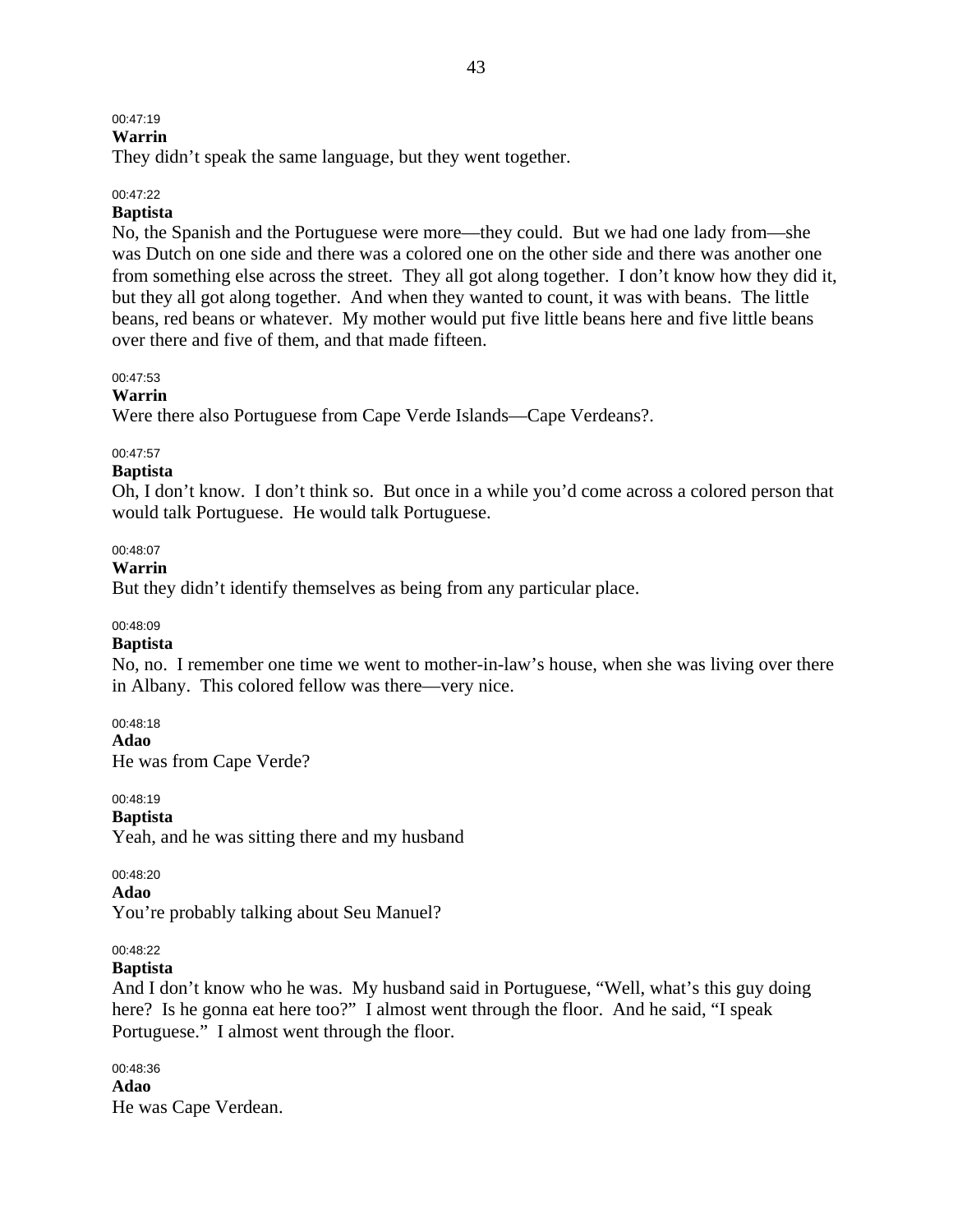00:47:19

**Warrin**

They didn’t speak the same language, but they went together.

00:47:22

**Baptista**

No, the Spanish and the Portuguese were more—they could. But we had one lady from—she was Dutch on one side and there was a colored one on the other side and there was another one from something else across the street. They all got along together. I don’t know how they did it, but they all got along together. And when they wanted to count, it was with beans. The little beans, red beans or whatever. My mother would put five little beans here and five little beans over there and five of them, and that made fifteen.

00:47:53

**Warrin**

Were there also Portuguese from Cape Verde Islands—Cape Verdeans?.

00:47:57

**Baptista**

Oh, I don’t know. I don’t think so. But once in a while you’d come across a colored person that would talk Portuguese. He would talk Portuguese.

00:48:07

**Warrin**

But they didn’t identify themselves as being from any particular place.

00:48:09

**Baptista**

No, no. I remember one time we went to mother-in-law’s house, when she was living over there in Albany. This colored fellow was there—very nice.

00:48:18

**Adao**

He was from Cape Verde?

00:48:19

**Baptista**

Yeah, and he was sitting there and my husband

00:48:20

**Adao**

You’re probably talking about Seu Manuel?

00:48:22

**Baptista**

And I don’t know who he was. My husband said in Portuguese, “Well, what’s this guy doing here? Is he gonna eat here too?” I almost went through the floor. And he said, “I speak Portuguese.” I almost went through the floor.

00:48:36

**Adao**

He was Cape Verdean.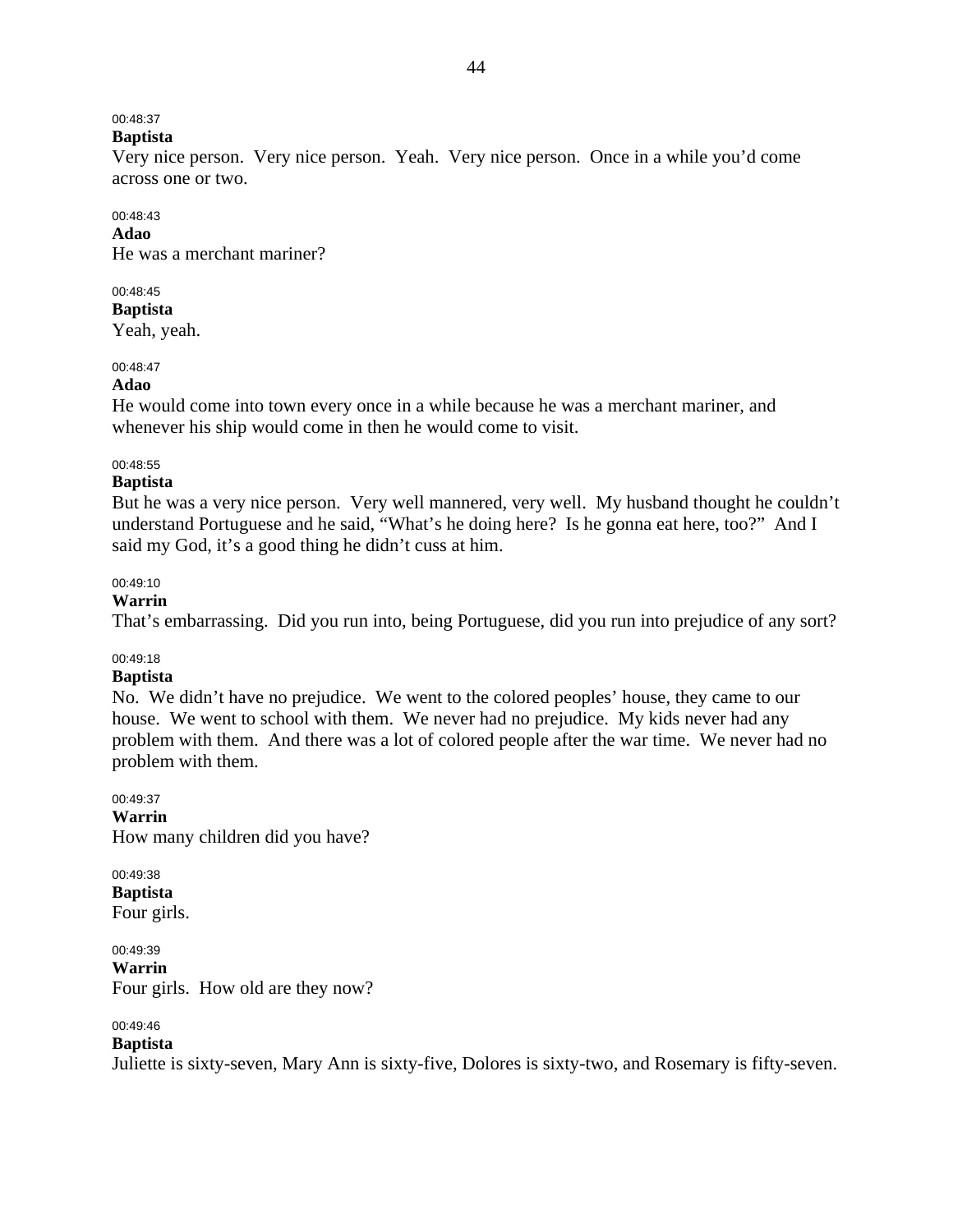00:48:37

**Baptista**

Very nice person. Very nice person. Yeah. Very nice person. Once in a while you'd come across one or two.

00:48:43

**Adao**

He was a merchant mariner?

00:48:45

**Baptista**

Yeah, yeah.

00:48:47

**Adao**

He would come into town every once in a while because he was a merchant mariner, and whenever his ship would come in then he would come to visit.

00:48:55

**Baptista**

But he was a very nice person. Very well mannered, very well. My husband thought he couldn't understand Portuguese and he said, "What's he doing here? Is he gonna eat here, too?" And I said my God, it's a good thing he didn't cuss at him.

00:49:10

**Warrin**

That's embarrassing. Did you run into, being Portuguese, did you run into prejudice of any sort?

00:49:18

**Baptista**

No. We didn't have no prejudice. We went to the colored peoples' house, they came to our house. We went to school with them. We never had no prejudice. My kids never had any problem with them. And there was a lot of colored people after the war time. We never had no problem with them.

00:49:37

**Warrin**

How many children did you have?

00:49:38

**Baptista**

Four girls.

00:49:39

**Warrin**

Four girls. How old are they now?

00:49:46

**Baptista**

Juliette is sixty-seven, Mary Ann is sixty-five, Dolores is sixty-two, and Rosemary is fifty-seven.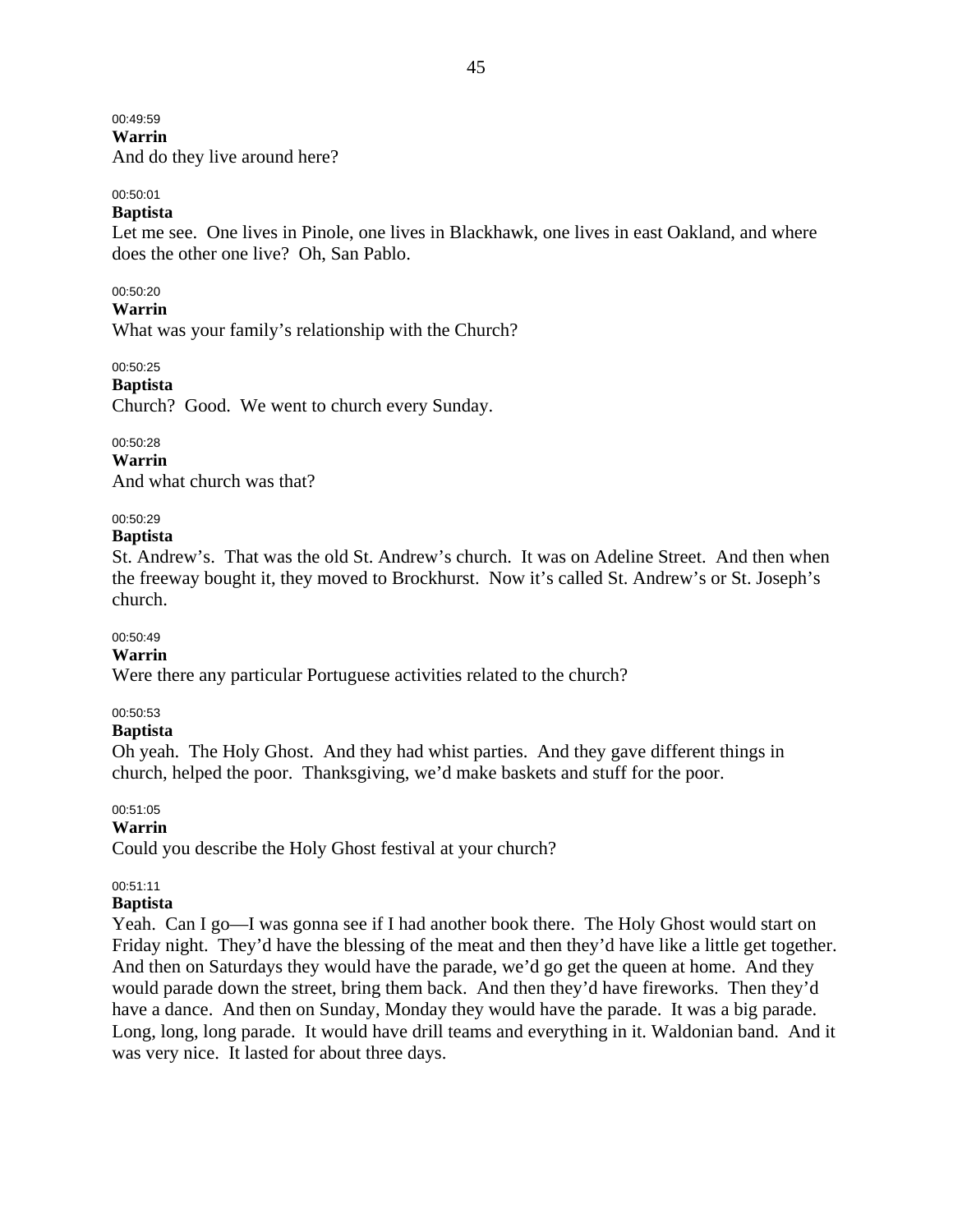00:49:59
**Warrin**
And do they live around here?

00:50:01
**Baptista**
Let me see. One lives in Pinole, one lives in Blackhawk, one lives in east Oakland, and where does the other one live? Oh, San Pablo.

00:50:20
**Warrin**
What was your family's relationship with the Church?

00:50:25
**Baptista**
Church? Good. We went to church every Sunday.

00:50:28
**Warrin**
And what church was that?

00:50:29
**Baptista**
St. Andrew's. That was the old St. Andrew's church. It was on Adeline Street. And then when the freeway bought it, they moved to Brockhurst. Now it's called St. Andrew's or St. Joseph's church.

00:50:49
**Warrin**
Were there any particular Portuguese activities related to the church?

00:50:53
**Baptista**
Oh yeah. The Holy Ghost. And they had whist parties. And they gave different things in church, helped the poor. Thanksgiving, we'd make baskets and stuff for the poor.

00:51:05
**Warrin**
Could you describe the Holy Ghost festival at your church?

00:51:11
**Baptista**
Yeah. Can I go—I was gonna see if I had another book there. The Holy Ghost would start on Friday night. They'd have the blessing of the meat and then they'd have like a little get together. And then on Saturdays they would have the parade, we'd go get the queen at home. And they would parade down the street, bring them back. And then they'd have fireworks. Then they'd have a dance. And then on Sunday, Monday they would have the parade. It was a big parade. Long, long, long parade. It would have drill teams and everything in it. Waldonian band. And it was very nice. It lasted for about three days.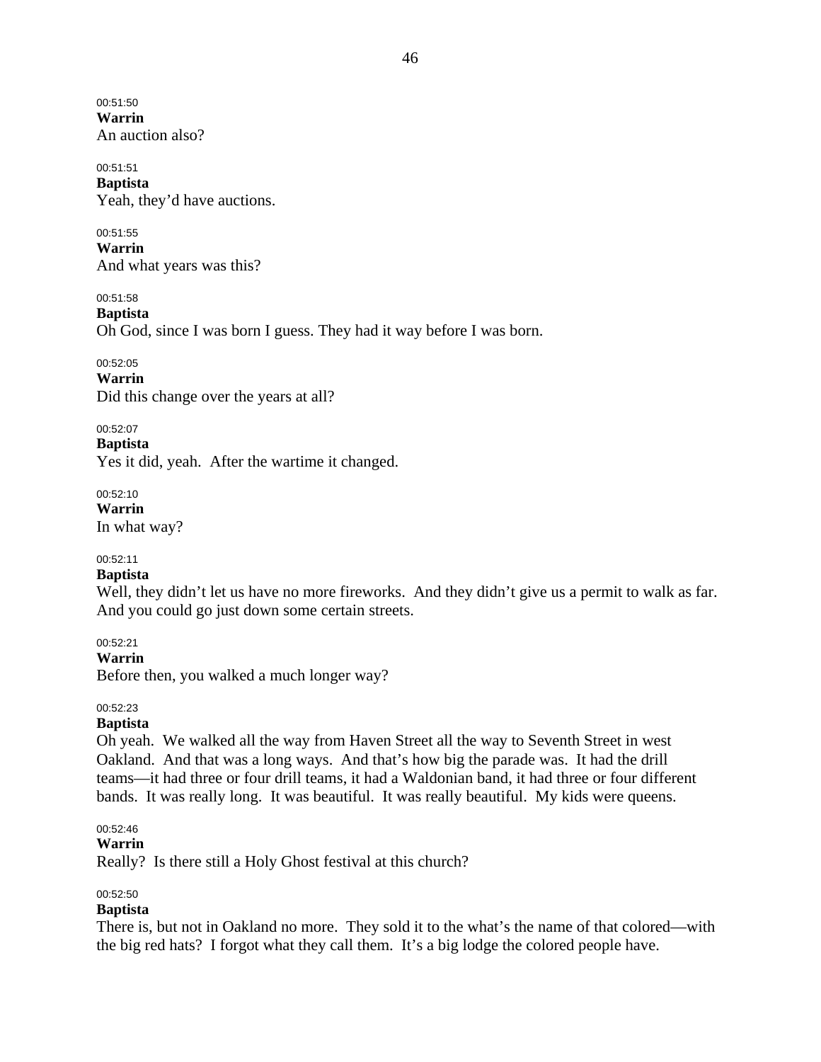00:51:50
**Warrin**
An auction also?

00:51:51
**Baptista**
Yeah, they'd have auctions.

00:51:55
**Warrin**
And what years was this?

00:51:58
**Baptista**
Oh God, since I was born I guess. They had it way before I was born.

00:52:05
**Warrin**
Did this change over the years at all?

00:52:07
**Baptista**
Yes it did, yeah. After the wartime it changed.

00:52:10
**Warrin**
In what way?

00:52:11
**Baptista**
Well, they didn't let us have no more fireworks. And they didn't give us a permit to walk as far. And you could go just down some certain streets.

00:52:21
**Warrin**
Before then, you walked a much longer way?

00:52:23
**Baptista**
Oh yeah. We walked all the way from Haven Street all the way to Seventh Street in west Oakland. And that was a long ways. And that's how big the parade was. It had the drill teams—it had three or four drill teams, it had a Waldonian band, it had three or four different bands. It was really long. It was beautiful. It was really beautiful. My kids were queens.

00:52:46
**Warrin**
Really? Is there still a Holy Ghost festival at this church?

00:52:50
**Baptista**
There is, but not in Oakland no more. They sold it to the what's the name of that colored—with the big red hats? I forgot what they call them. It's a big lodge the colored people have.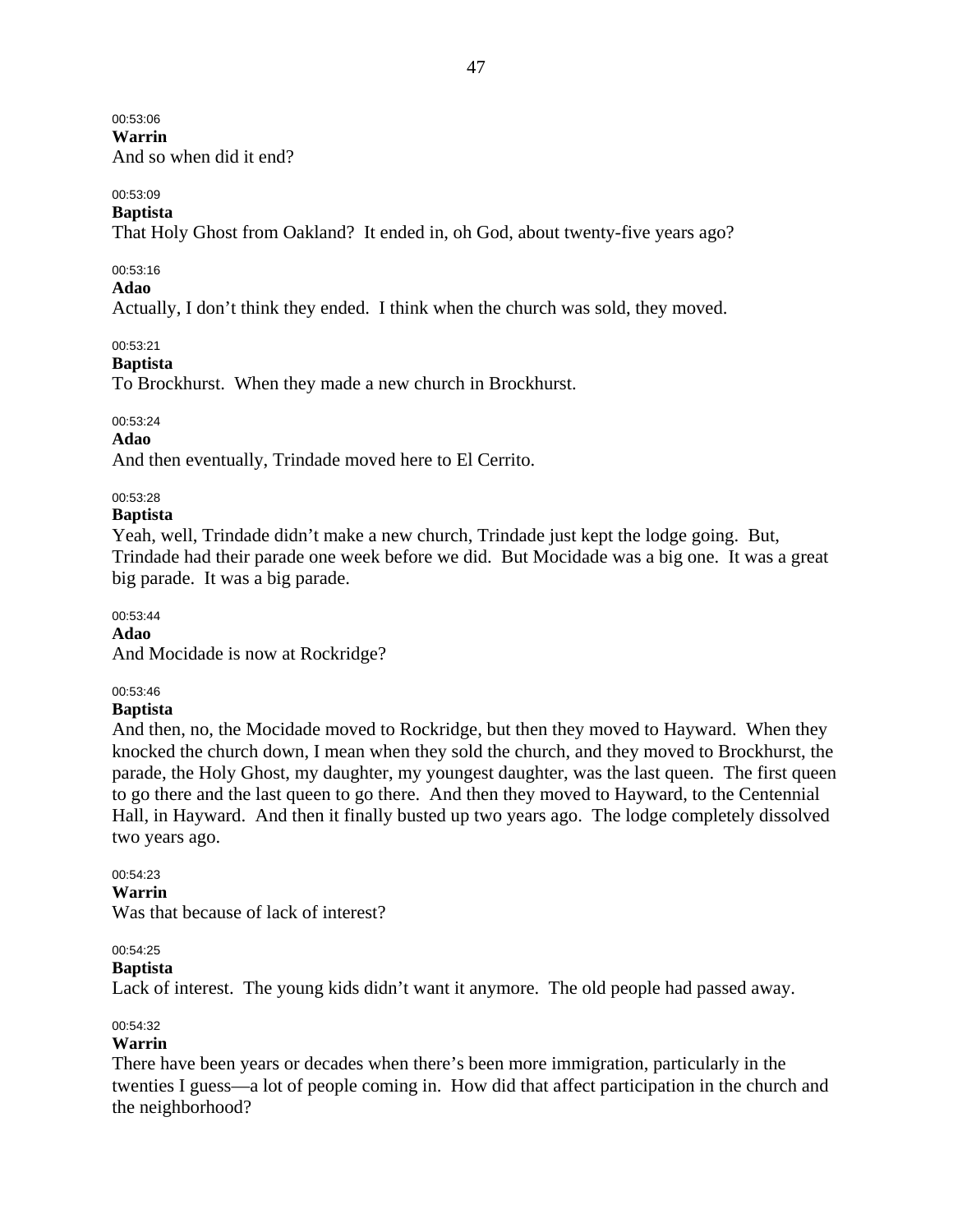00:53:06
**Warrin**
And so when did it end?

00:53:09
**Baptista**
That Holy Ghost from Oakland? It ended in, oh God, about twenty-five years ago?

00:53:16
**Adao**
Actually, I don't think they ended. I think when the church was sold, they moved.

00:53:21
**Baptista**
To Brockhurst. When they made a new church in Brockhurst.

00:53:24
**Adao**
And then eventually, Trindade moved here to El Cerrito.

00:53:28
**Baptista**
Yeah, well, Trindade didn't make a new church, Trindade just kept the lodge going. But, Trindade had their parade one week before we did. But Mocidade was a big one. It was a great big parade. It was a big parade.

00:53:44
**Adao**
And Mocidade is now at Rockridge?

00:53:46
**Baptista**
And then, no, the Mocidade moved to Rockridge, but then they moved to Hayward. When they knocked the church down, I mean when they sold the church, and they moved to Brockhurst, the parade, the Holy Ghost, my daughter, my youngest daughter, was the last queen. The first queen to go there and the last queen to go there. And then they moved to Hayward, to the Centennial Hall, in Hayward. And then it finally busted up two years ago. The lodge completely dissolved two years ago.

00:54:23
**Warrin**
Was that because of lack of interest?

00:54:25
**Baptista**
Lack of interest. The young kids didn't want it anymore. The old people had passed away.

00:54:32
**Warrin**
There have been years or decades when there's been more immigration, particularly in the twenties I guess—a lot of people coming in. How did that affect participation in the church and the neighborhood?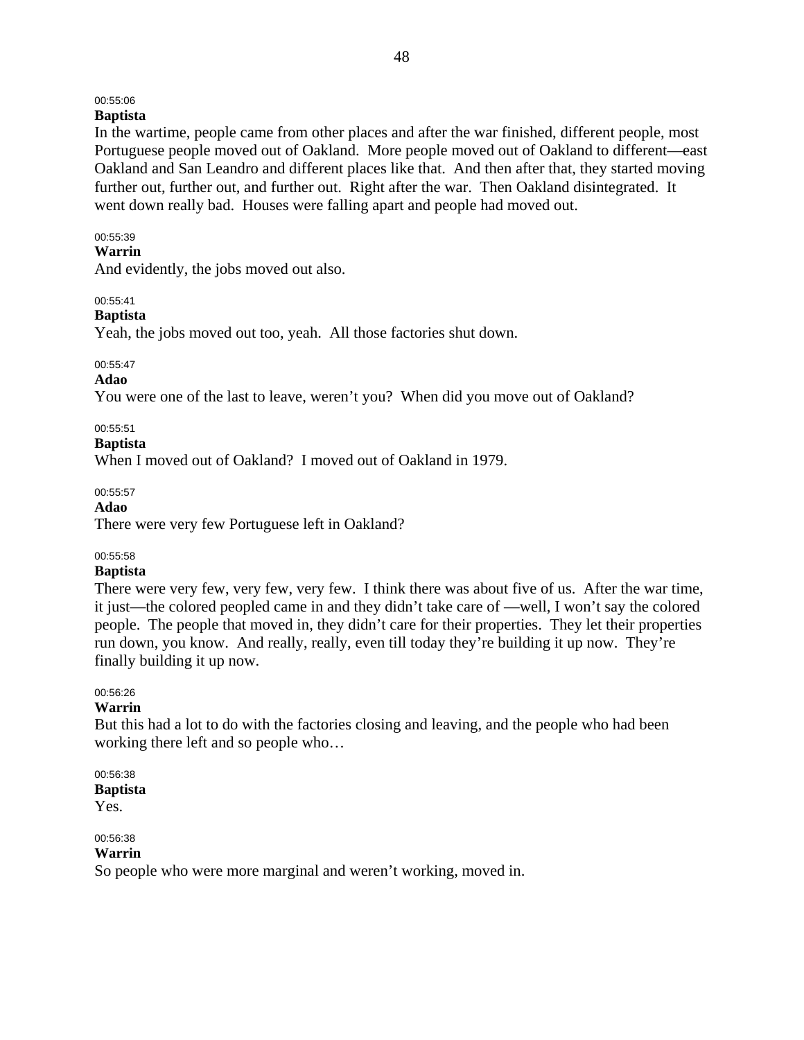00:55:06

**Baptista**

In the wartime, people came from other places and after the war finished, different people, most Portuguese people moved out of Oakland. More people moved out of Oakland to different—east Oakland and San Leandro and different places like that. And then after that, they started moving further out, further out, and further out. Right after the war. Then Oakland disintegrated. It went down really bad. Houses were falling apart and people had moved out.

00:55:39

**Warrin**

And evidently, the jobs moved out also.

00:55:41

**Baptista**

Yeah, the jobs moved out too, yeah. All those factories shut down.

00:55:47

**Adao**

You were one of the last to leave, weren't you? When did you move out of Oakland?

00:55:51

**Baptista**

When I moved out of Oakland? I moved out of Oakland in 1979.

00:55:57

**Adao**

There were very few Portuguese left in Oakland?

00:55:58

**Baptista**

There were very few, very few, very few. I think there was about five of us. After the war time, it just—the colored peopled came in and they didn't take care of —well, I won't say the colored people. The people that moved in, they didn't care for their properties. They let their properties run down, you know. And really, really, even till today they're building it up now. They're finally building it up now.

00:56:26

**Warrin**

But this had a lot to do with the factories closing and leaving, and the people who had been working there left and so people who…

00:56:38

**Baptista**

Yes.

00:56:38

**Warrin**

So people who were more marginal and weren't working, moved in.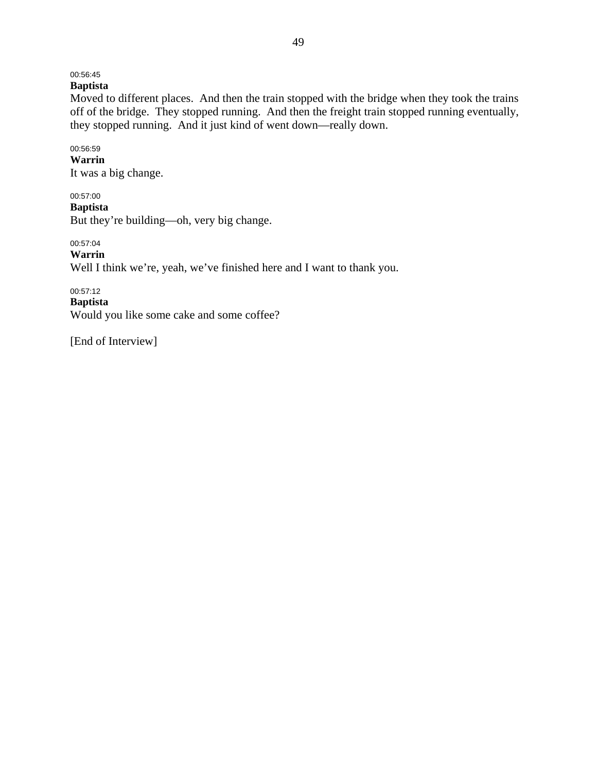00:56:45

**Baptista**

Moved to different places. And then the train stopped with the bridge when they took the trains off of the bridge. They stopped running. And then the freight train stopped running eventually, they stopped running. And it just kind of went down—really down.

00:56:59

**Warrin**

It was a big change.

00:57:00

**Baptista**

But they're building—oh, very big change.

00:57:04

**Warrin**

Well I think we're, yeah, we've finished here and I want to thank you.

00:57:12

**Baptista**

Would you like some cake and some coffee?

[End of Interview]